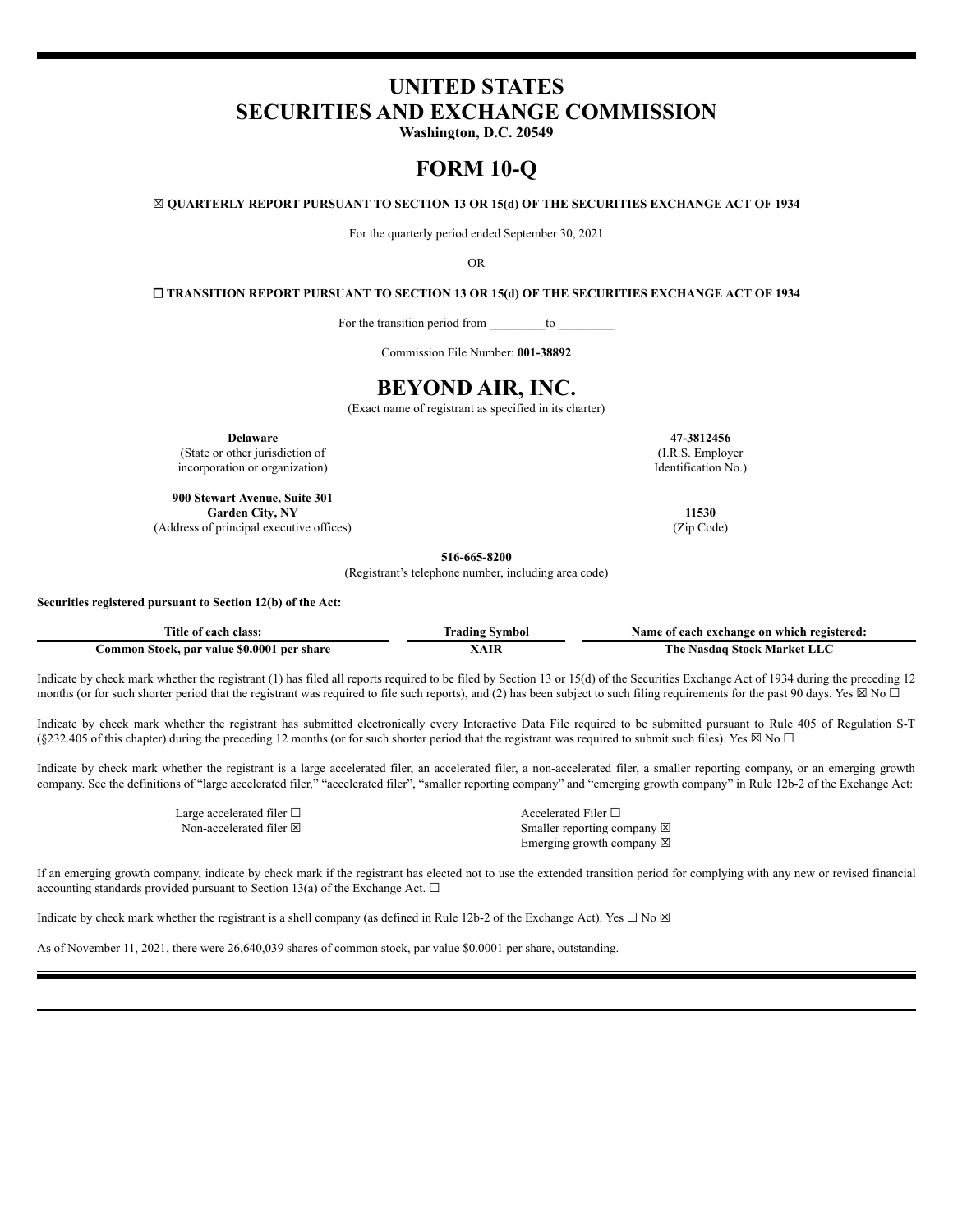# UNITED STATES
# SECURITIES AND EXCHANGE COMMISSION

**Washington, D.C. 20549**

# FORM 10-Q

☒ **QUARTERLY REPORT PURSUANT TO SECTION 13 OR 15(d) OF THE SECURITIES EXCHANGE ACT OF 1934**

For the quarterly period ended September 30, 2021

OR

☐ **TRANSITION REPORT PURSUANT TO SECTION 13 OR 15(d) OF THE SECURITIES EXCHANGE ACT OF 1934**

For the transition period from _________to _________

Commission File Number: **001-38892**

# BEYOND AIR, INC.

(Exact name of registrant as specified in its charter)

| | |
|---|---|
| **Delaware** (State or other jurisdiction of incorporation or organization) | **47-3812456** (I.R.S. Employer Identification No.) |
| **900 Stewart Avenue, Suite 301 Garden City, NY** (Address of principal executive offices) | **11530** (Zip Code) |

**516-665-8200**
(Registrant's telephone number, including area code)

**Securities registered pursuant to Section 12(b) of the Act:**

| Title of each class: | Trading Symbol | Name of each exchange on which registered: |
|---|---|---|
| **Common Stock, par value $0.0001 per share** | **XAIR** | **The Nasdaq Stock Market LLC** |

Indicate by check mark whether the registrant (1) has filed all reports required to be filed by Section 13 or 15(d) of the Securities Exchange Act of 1934 during the preceding 12 months (or for such shorter period that the registrant was required to file such reports), and (2) has been subject to such filing requirements for the past 90 days. Yes ☒ No ☐

Indicate by check mark whether the registrant has submitted electronically every Interactive Data File required to be submitted pursuant to Rule 405 of Regulation S-T (§232.405 of this chapter) during the preceding 12 months (or for such shorter period that the registrant was required to submit such files). Yes ☒ No ☐

Indicate by check mark whether the registrant is a large accelerated filer, an accelerated filer, a non-accelerated filer, a smaller reporting company, or an emerging growth company. See the definitions of "large accelerated filer," "accelerated filer", "smaller reporting company" and "emerging growth company" in Rule 12b-2 of the Exchange Act:

| | |
|---|---|
| Large accelerated filer ☐ | Accelerated Filer ☐ |
| Non-accelerated filer ☒ | Smaller reporting company ☒ |
| | Emerging growth company ☒ |

If an emerging growth company, indicate by check mark if the registrant has elected not to use the extended transition period for complying with any new or revised financial accounting standards provided pursuant to Section 13(a) of the Exchange Act. ☐

Indicate by check mark whether the registrant is a shell company (as defined in Rule 12b-2 of the Exchange Act). Yes ☐ No ☒

As of November 11, 2021, there were 26,640,039 shares of common stock, par value $0.0001 per share, outstanding.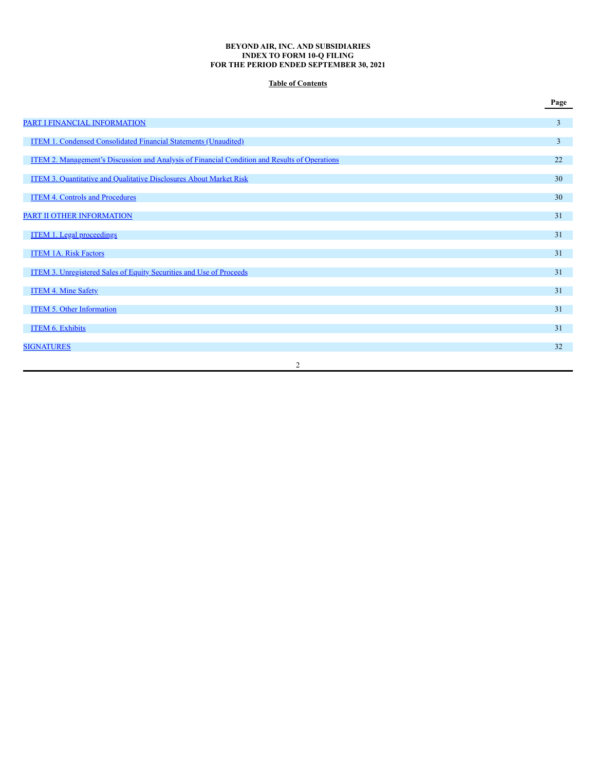**BEYOND AIR, INC. AND SUBSIDIARIES**
**INDEX TO FORM 10-Q FILING**
**FOR THE PERIOD ENDED SEPTEMBER 30, 2021**

**Table of Contents**

| | Page |
|---|---|
| PART I FINANCIAL INFORMATION | 3 |
| ITEM 1. Condensed Consolidated Financial Statements (Unaudited) | 3 |
| ITEM 2. Management's Discussion and Analysis of Financial Condition and Results of Operations | 22 |
| ITEM 3. Quantitative and Qualitative Disclosures About Market Risk | 30 |
| ITEM 4. Controls and Procedures | 30 |
| PART II OTHER INFORMATION | 31 |
| ITEM 1. Legal proceedings | 31 |
| ITEM 1A. Risk Factors | 31 |
| ITEM 3. Unregistered Sales of Equity Securities and Use of Proceeds | 31 |
| ITEM 4. Mine Safety | 31 |
| ITEM 5. Other Information | 31 |
| ITEM 6. Exhibits | 31 |
| SIGNATURES | 32 |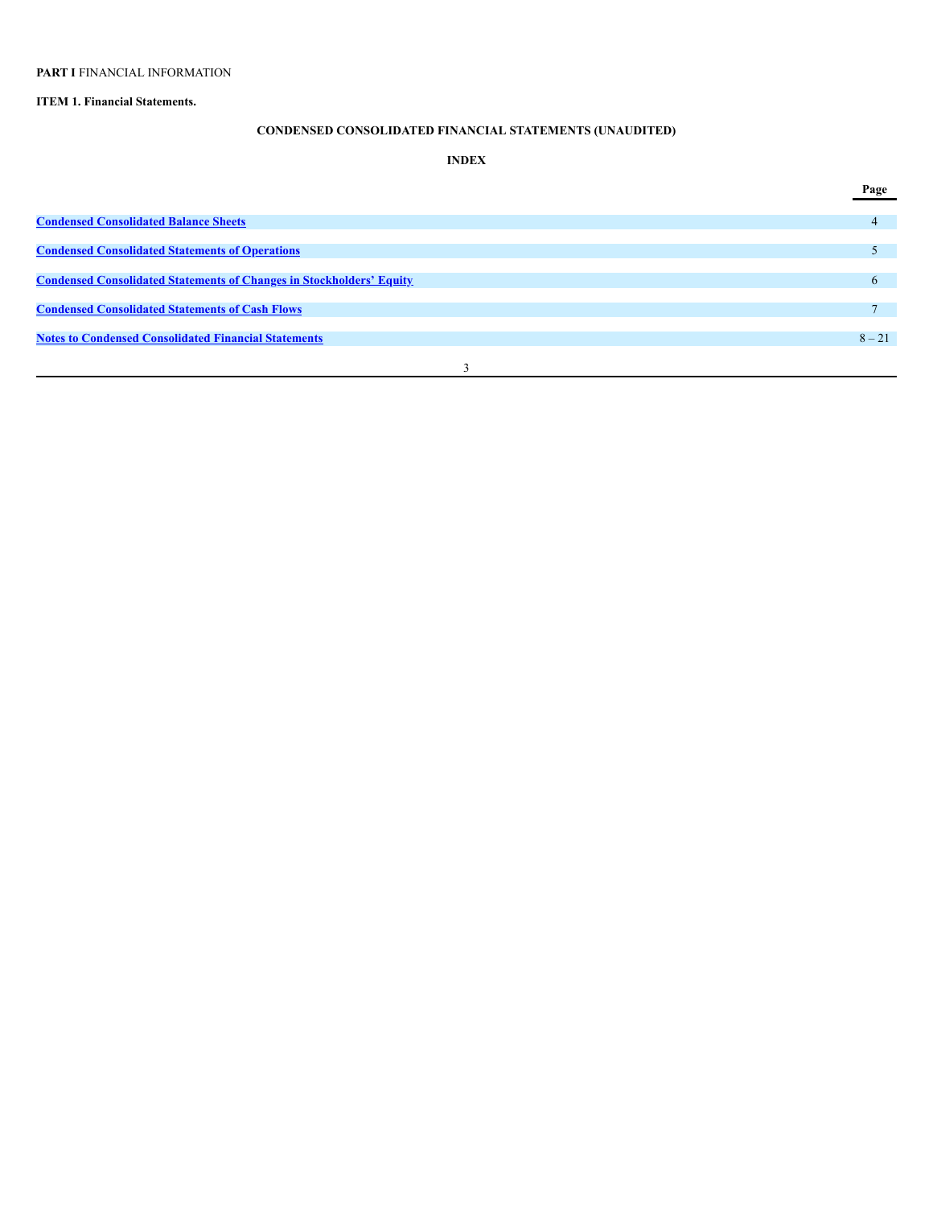**PART I** FINANCIAL INFORMATION

**ITEM 1. Financial Statements.**

## CONDENSED CONSOLIDATED FINANCIAL STATEMENTS (UNAUDITED)

### INDEX

| | Page |
|---|---|
| **Condensed Consolidated Balance Sheets** | 4 |
| **Condensed Consolidated Statements of Operations** | 5 |
| **Condensed Consolidated Statements of Changes in Stockholders' Equity** | 6 |
| **Condensed Consolidated Statements of Cash Flows** | 7 |
| **Notes to Condensed Consolidated Financial Statements** | 8 – 21 |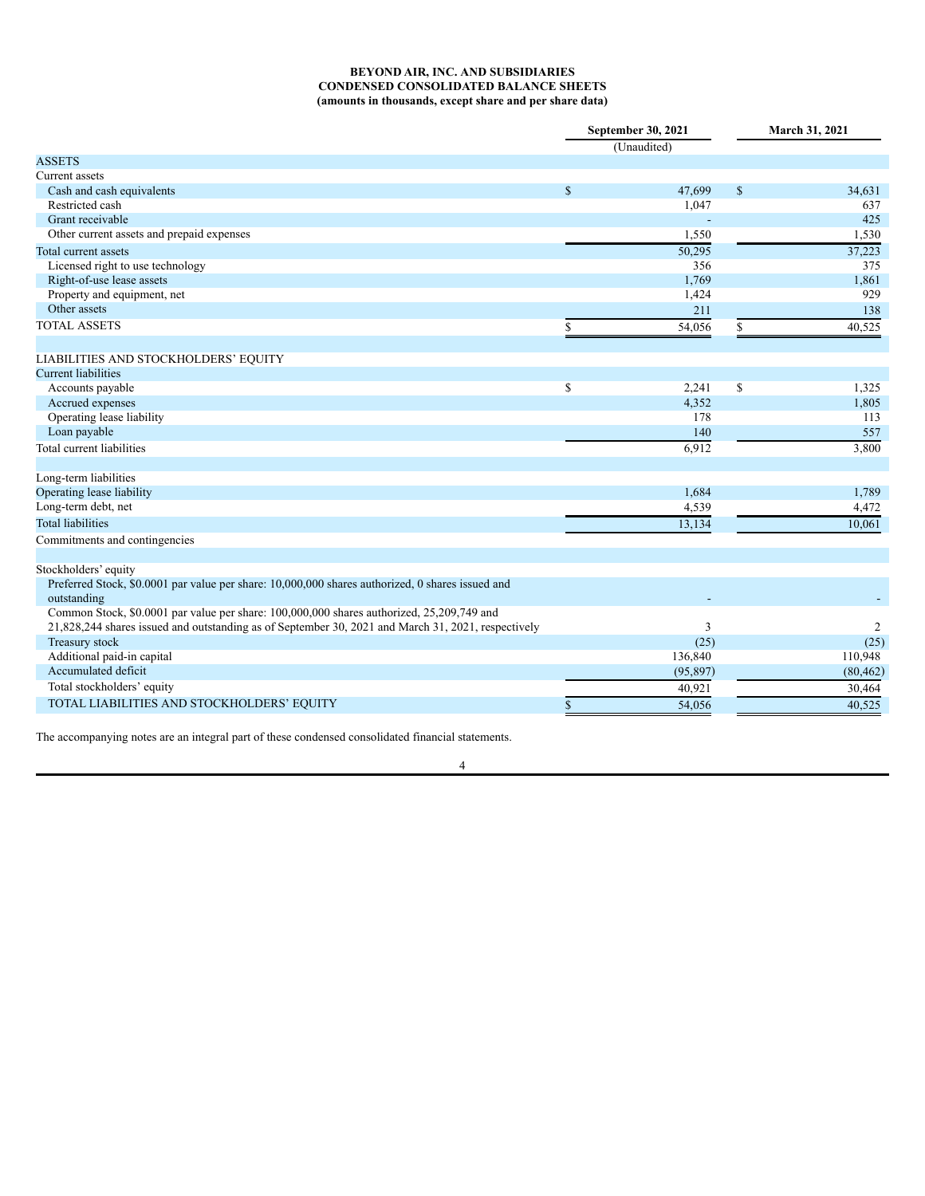**BEYOND AIR, INC. AND SUBSIDIARIES**
**CONDENSED CONSOLIDATED BALANCE SHEETS**
**(amounts in thousands, except share and per share data)**

| | September 30, 2021 | March 31, 2021 |
|---|---|---|
| | (Unaudited) | |
| ASSETS | | |
| Current assets | | |
| Cash and cash equivalents | $ 47,699 | $ 34,631 |
| Restricted cash | 1,047 | 637 |
| Grant receivable | - | 425 |
| Other current assets and prepaid expenses | 1,550 | 1,530 |
| Total current assets | 50,295 | 37,223 |
| Licensed right to use technology | 356 | 375 |
| Right-of-use lease assets | 1,769 | 1,861 |
| Property and equipment, net | 1,424 | 929 |
| Other assets | 211 | 138 |
| TOTAL ASSETS | $ 54,056 | $ 40,525 |
| | | |
| LIABILITIES AND STOCKHOLDERS' EQUITY | | |
| Current liabilities | | |
| Accounts payable | $ 2,241 | $ 1,325 |
| Accrued expenses | 4,352 | 1,805 |
| Operating lease liability | 178 | 113 |
| Loan payable | 140 | 557 |
| Total current liabilities | 6,912 | 3,800 |
| | | |
| Long-term liabilities | | |
| Operating lease liability | 1,684 | 1,789 |
| Long-term debt, net | 4,539 | 4,472 |
| Total liabilities | 13,134 | 10,061 |
| Commitments and contingencies | | |
| | | |
| Stockholders' equity | | |
| Preferred Stock, $0.0001 par value per share: 10,000,000 shares authorized, 0 shares issued and outstanding | - | - |
| Common Stock, $0.0001 par value per share: 100,000,000 shares authorized, 25,209,749 and 21,828,244 shares issued and outstanding as of September 30, 2021 and March 31, 2021, respectively | 3 | 2 |
| Treasury stock | (25) | (25) |
| Additional paid-in capital | 136,840 | 110,948 |
| Accumulated deficit | (95,897) | (80,462) |
| Total stockholders' equity | 40,921 | 30,464 |
| TOTAL LIABILITIES AND STOCKHOLDERS' EQUITY | $ 54,056 | 40,525 |

The accompanying notes are an integral part of these condensed consolidated financial statements.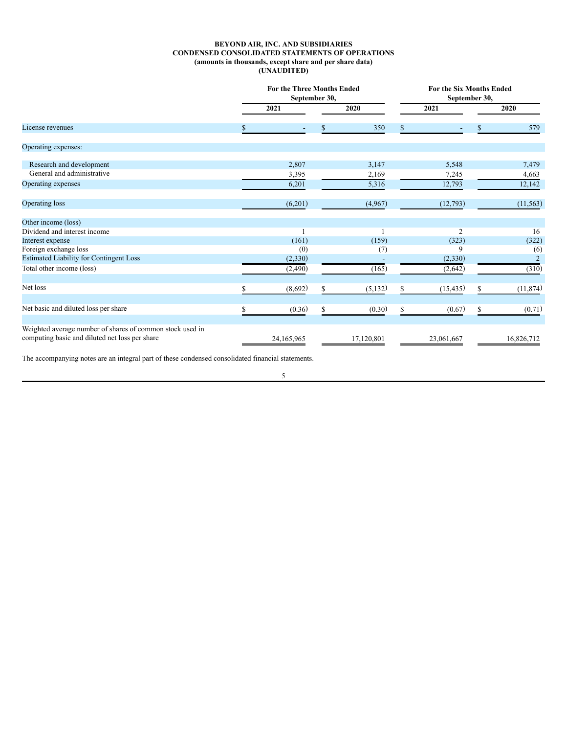**BEYOND AIR, INC. AND SUBSIDIARIES**
**CONDENSED CONSOLIDATED STATEMENTS OF OPERATIONS**
**(amounts in thousands, except share and per share data)**
**(UNAUDITED)**

| | For the Three Months Ended September 30, | | For the Six Months Ended September 30, | |
|---|---|---|---|---|
| | 2021 | 2020 | 2021 | 2020 |
| License revenues | $ - | $ 350 | $ - | $ 579 |
| Operating expenses: | | | | |
| Research and development | 2,807 | 3,147 | 5,548 | 7,479 |
| General and administrative | 3,395 | 2,169 | 7,245 | 4,663 |
| Operating expenses | 6,201 | 5,316 | 12,793 | 12,142 |
| Operating loss | (6,201) | (4,967) | (12,793) | (11,563) |
| Other income (loss) | | | | |
| Dividend and interest income | 1 | 1 | 2 | 16 |
| Interest expense | (161) | (159) | (323) | (322) |
| Foreign exchange loss | (0) | (7) | 9 | (6) |
| Estimated Liability for Contingent Loss | (2,330) | - | (2,330) | 2 |
| Total other income (loss) | (2,490) | (165) | (2,642) | (310) |
| Net loss | $ (8,692) | $ (5,132) | $ (15,435) | $ (11,874) |
| Net basic and diluted loss per share | $ (0.36) | $ (0.30) | $ (0.67) | $ (0.71) |
| Weighted average number of shares of common stock used in computing basic and diluted net loss per share | 24,165,965 | 17,120,801 | 23,061,667 | 16,826,712 |

The accompanying notes are an integral part of these condensed consolidated financial statements.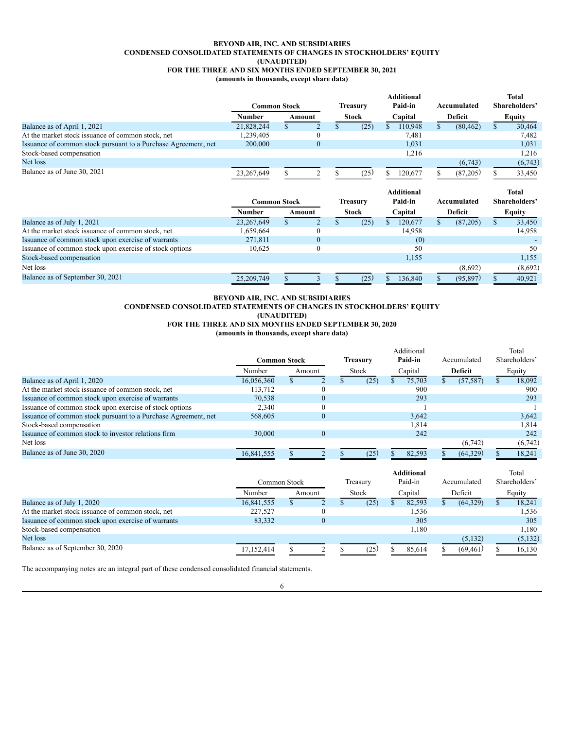**BEYOND AIR, INC. AND SUBSIDIARIES**
**CONDENSED CONSOLIDATED STATEMENTS OF CHANGES IN STOCKHOLDERS' EQUITY**
**(UNAUDITED)**
**FOR THE THREE AND SIX MONTHS ENDED SEPTEMBER 30, 2021**
**(amounts in thousands, except share data)**

| | Common Stock | | Treasury | Additional Paid-in | Accumulated | Total Shareholders' |
|---|---|---|---|---|---|---|
| | Number | Amount | Stock | Capital | Deficit | Equity |
| Balance as of April 1, 2021 | 21,828,244 | $ 2 | $ (25) | $ 110,948 | $ (80,462) | $ 30,464 |
| At the market stock issuance of common stock, net | 1,239,405 | 0 | | 7,481 | | 7,482 |
| Issuance of common stock pursuant to a Purchase Agreement, net | 200,000 | 0 | | 1,031 | | 1,031 |
| Stock-based compensation | | | | 1,216 | | 1,216 |
| Net loss | | | | | (6,743) | (6,743) |
| Balance as of June 30, 2021 | 23,267,649 | $ 2 | $ (25) | $ 120,677 | $ (87,205) | $ 33,450 |

| | Common Stock | | Treasury | Additional Paid-in | Accumulated | Total Shareholders' |
|---|---|---|---|---|---|---|
| | Number | Amount | Stock | Capital | Deficit | Equity |
| Balance as of July 1, 2021 | 23,267,649 | $ 2 | $ (25) | $ 120,677 | $ (87,205) | $ 33,450 |
| At the market stock issuance of common stock, net | 1,659,664 | 0 | | 14,958 | | 14,958 |
| Issuance of common stock upon exercise of warrants | 271,811 | 0 | | (0) | | - |
| Issuance of common stock upon exercise of stock options | 10,625 | 0 | | 50 | | 50 |
| Stock-based compensation | | | | 1,155 | | 1,155 |
| Net loss | | | | | (8,692) | (8,692) |
| Balance as of September 30, 2021 | 25,209,749 | $ 3 | $ (25) | $ 136,840 | $ (95,897) | $ 40,921 |

**BEYOND AIR, INC. AND SUBSIDIARIES**
**CONDENSED CONSOLIDATED STATEMENTS OF CHANGES IN STOCKHOLDERS' EQUITY**
**(UNAUDITED)**
**FOR THE THREE AND SIX MONTHS ENDED SEPTEMBER 30, 2020**
**(amounts in thousands, except share data)**

| | Common Stock | | Treasury | Additional Paid-in | Accumulated | Total Shareholders' |
|---|---|---|---|---|---|---|
| | Number | Amount | Stock | Capital | Deficit | Equity |
| Balance as of April 1, 2020 | 16,056,360 | $ 2 | $ (25) | $ 75,703 | $ (57,587) | $ 18,092 |
| At the market stock issuance of common stock, net | 113,712 | 0 | | 900 | | 900 |
| Issuance of common stock upon exercise of warrants | 70,538 | 0 | | 293 | | 293 |
| Issuance of common stock upon exercise of stock options | 2,340 | 0 | | 1 | | 1 |
| Issuance of common stock pursuant to a Purchase Agreement, net | 568,605 | 0 | | 3,642 | | 3,642 |
| Stock-based compensation | | | | 1,814 | | 1,814 |
| Issuance of common stock to investor relations firm | 30,000 | 0 | | 242 | | 242 |
| Net loss | | | | | (6,742) | (6,742) |
| Balance as of June 30, 2020 | 16,841,555 | $ 2 | $ (25) | $ 82,593 | $ (64,329) | $ 18,241 |

| | Common Stock | | Treasury | Additional Paid-in | Accumulated | Total Shareholders' |
|---|---|---|---|---|---|---|
| | Number | Amount | Stock | Capital | Deficit | Equity |
| Balance as of July 1, 2020 | 16,841,555 | $ 2 | $ (25) | $ 82,593 | $ (64,329) | $ 18,241 |
| At the market stock issuance of common stock, net | 227,527 | 0 | | 1,536 | | 1,536 |
| Issuance of common stock upon exercise of warrants | 83,332 | 0 | | 305 | | 305 |
| Stock-based compensation | | | | 1,180 | | 1,180 |
| Net loss | | | | | (5,132) | (5,132) |
| Balance as of September 30, 2020 | 17,152,414 | $ 2 | $ (25) | $ 85,614 | $ (69,461) | $ 16,130 |

The accompanying notes are an integral part of these condensed consolidated financial statements.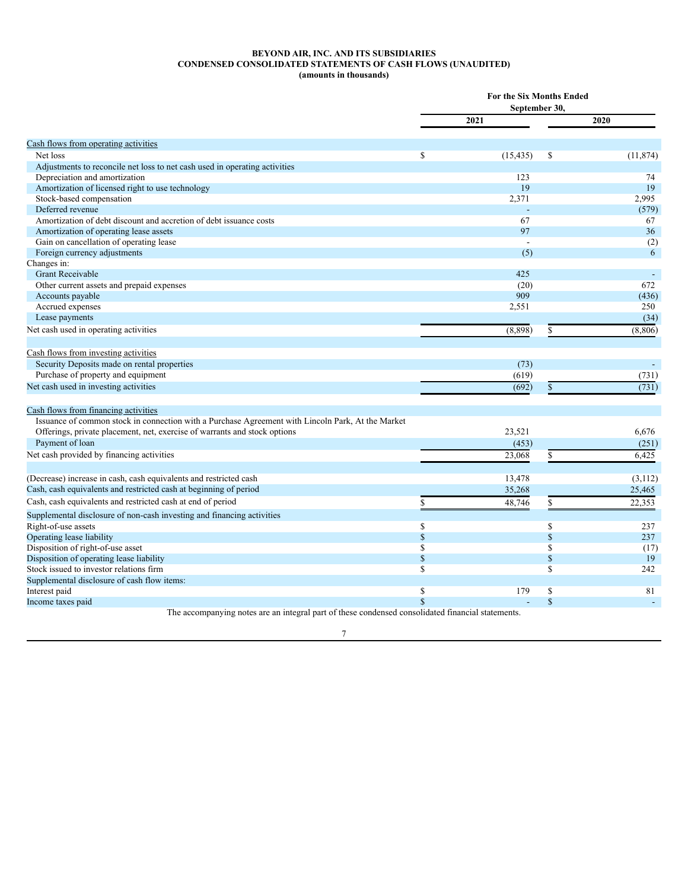**BEYOND AIR, INC. AND ITS SUBSIDIARIES**
**CONDENSED CONSOLIDATED STATEMENTS OF CASH FLOWS (UNAUDITED)**
**(amounts in thousands)**

| | For the Six Months Ended September 30, | |
|---|---|---|
| | 2021 | 2020 |
| Cash flows from operating activities | | |
| Net loss | $ (15,435) | $ (11,874) |
| Adjustments to reconcile net loss to net cash used in operating activities | | |
| Depreciation and amortization | 123 | 74 |
| Amortization of licensed right to use technology | 19 | 19 |
| Stock-based compensation | 2,371 | 2,995 |
| Deferred revenue | - | (579) |
| Amortization of debt discount and accretion of debt issuance costs | 67 | 67 |
| Amortization of operating lease assets | 97 | 36 |
| Gain on cancellation of operating lease | - | (2) |
| Foreign currency adjustments | (5) | 6 |
| Changes in: | | |
| Grant Receivable | 425 | - |
| Other current assets and prepaid expenses | (20) | 672 |
| Accounts payable | 909 | (436) |
| Accrued expenses | 2,551 | 250 |
| Lease payments | | (34) |
| Net cash used in operating activities | (8,898) | $ (8,806) |
| | | |
| Cash flows from investing activities | | |
| Security Deposits made on rental properties | (73) | - |
| Purchase of property and equipment | (619) | (731) |
| Net cash used in investing activities | (692) | $ (731) |
| | | |
| Cash flows from financing activities | | |
| Issuance of common stock in connection with a Purchase Agreement with Lincoln Park, At the Market Offerings, private placement, net, exercise of warrants and stock options | 23,521 | 6,676 |
| Payment of loan | (453) | (251) |
| Net cash provided by financing activities | 23,068 | $ 6,425 |
| | | |
| (Decrease) increase in cash, cash equivalents and restricted cash | 13,478 | (3,112) |
| Cash, cash equivalents and restricted cash at beginning of period | 35,268 | 25,465 |
| Cash, cash equivalents and restricted cash at end of period | $ 48,746 | $ 22,353 |
| Supplemental disclosure of non-cash investing and financing activities | | |
| Right-of-use assets | $ | $ 237 |
| Operating lease liability | $ | $ 237 |
| Disposition of right-of-use asset | $ | $ (17) |
| Disposition of operating lease liability | $ | $ 19 |
| Stock issued to investor relations firm | $ | $ 242 |
| Supplemental disclosure of cash flow items: | | |
| Interest paid | $ 179 | $ 81 |
| Income taxes paid | $ - | $ - |

The accompanying notes are an integral part of these condensed consolidated financial statements.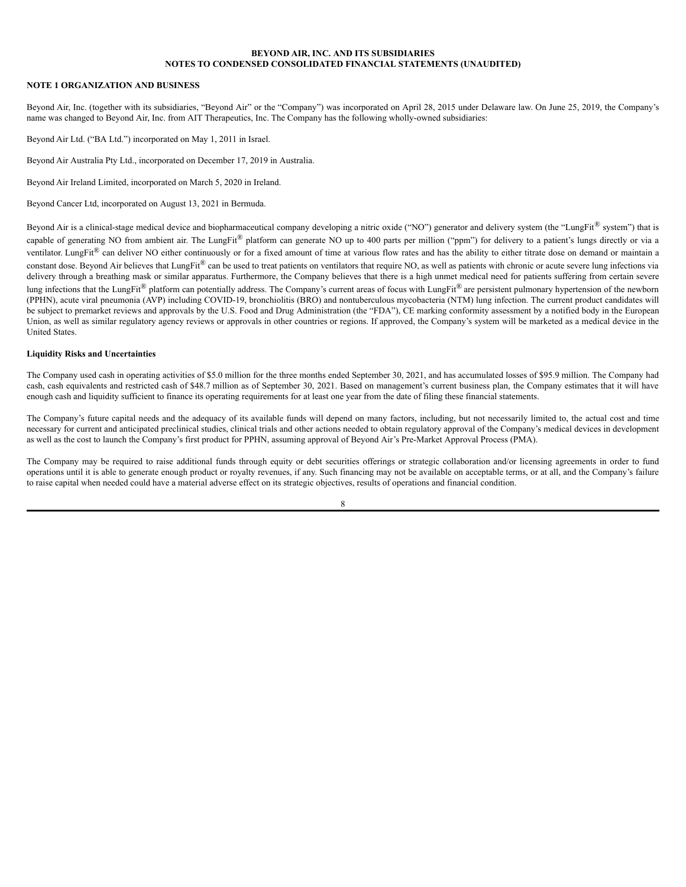**BEYOND AIR, INC. AND ITS SUBSIDIARIES**
**NOTES TO CONDENSED CONSOLIDATED FINANCIAL STATEMENTS (UNAUDITED)**

## NOTE 1 ORGANIZATION AND BUSINESS

Beyond Air, Inc. (together with its subsidiaries, "Beyond Air" or the "Company") was incorporated on April 28, 2015 under Delaware law. On June 25, 2019, the Company's name was changed to Beyond Air, Inc. from AIT Therapeutics, Inc. The Company has the following wholly-owned subsidiaries:

Beyond Air Ltd. ("BA Ltd.") incorporated on May 1, 2011 in Israel.

Beyond Air Australia Pty Ltd., incorporated on December 17, 2019 in Australia.

Beyond Air Ireland Limited, incorporated on March 5, 2020 in Ireland.

Beyond Cancer Ltd, incorporated on August 13, 2021 in Bermuda.

Beyond Air is a clinical-stage medical device and biopharmaceutical company developing a nitric oxide ("NO") generator and delivery system (the "LungFit® system") that is capable of generating NO from ambient air. The LungFit® platform can generate NO up to 400 parts per million ("ppm") for delivery to a patient's lungs directly or via a ventilator. LungFit® can deliver NO either continuously or for a fixed amount of time at various flow rates and has the ability to either titrate dose on demand or maintain a constant dose. Beyond Air believes that LungFit® can be used to treat patients on ventilators that require NO, as well as patients with chronic or acute severe lung infections via delivery through a breathing mask or similar apparatus. Furthermore, the Company believes that there is a high unmet medical need for patients suffering from certain severe lung infections that the LungFit® platform can potentially address. The Company's current areas of focus with LungFit® are persistent pulmonary hypertension of the newborn (PPHN), acute viral pneumonia (AVP) including COVID-19, bronchiolitis (BRO) and nontuberculous mycobacteria (NTM) lung infection. The current product candidates will be subject to premarket reviews and approvals by the U.S. Food and Drug Administration (the "FDA"), CE marking conformity assessment by a notified body in the European Union, as well as similar regulatory agency reviews or approvals in other countries or regions. If approved, the Company's system will be marketed as a medical device in the United States.

### Liquidity Risks and Uncertainties

The Company used cash in operating activities of $5.0 million for the three months ended September 30, 2021, and has accumulated losses of $95.9 million. The Company had cash, cash equivalents and restricted cash of $48.7 million as of September 30, 2021. Based on management's current business plan, the Company estimates that it will have enough cash and liquidity sufficient to finance its operating requirements for at least one year from the date of filing these financial statements.

The Company's future capital needs and the adequacy of its available funds will depend on many factors, including, but not necessarily limited to, the actual cost and time necessary for current and anticipated preclinical studies, clinical trials and other actions needed to obtain regulatory approval of the Company's medical devices in development as well as the cost to launch the Company's first product for PPHN, assuming approval of Beyond Air's Pre-Market Approval Process (PMA).

The Company may be required to raise additional funds through equity or debt securities offerings or strategic collaboration and/or licensing agreements in order to fund operations until it is able to generate enough product or royalty revenues, if any. Such financing may not be available on acceptable terms, or at all, and the Company's failure to raise capital when needed could have a material adverse effect on its strategic objectives, results of operations and financial condition.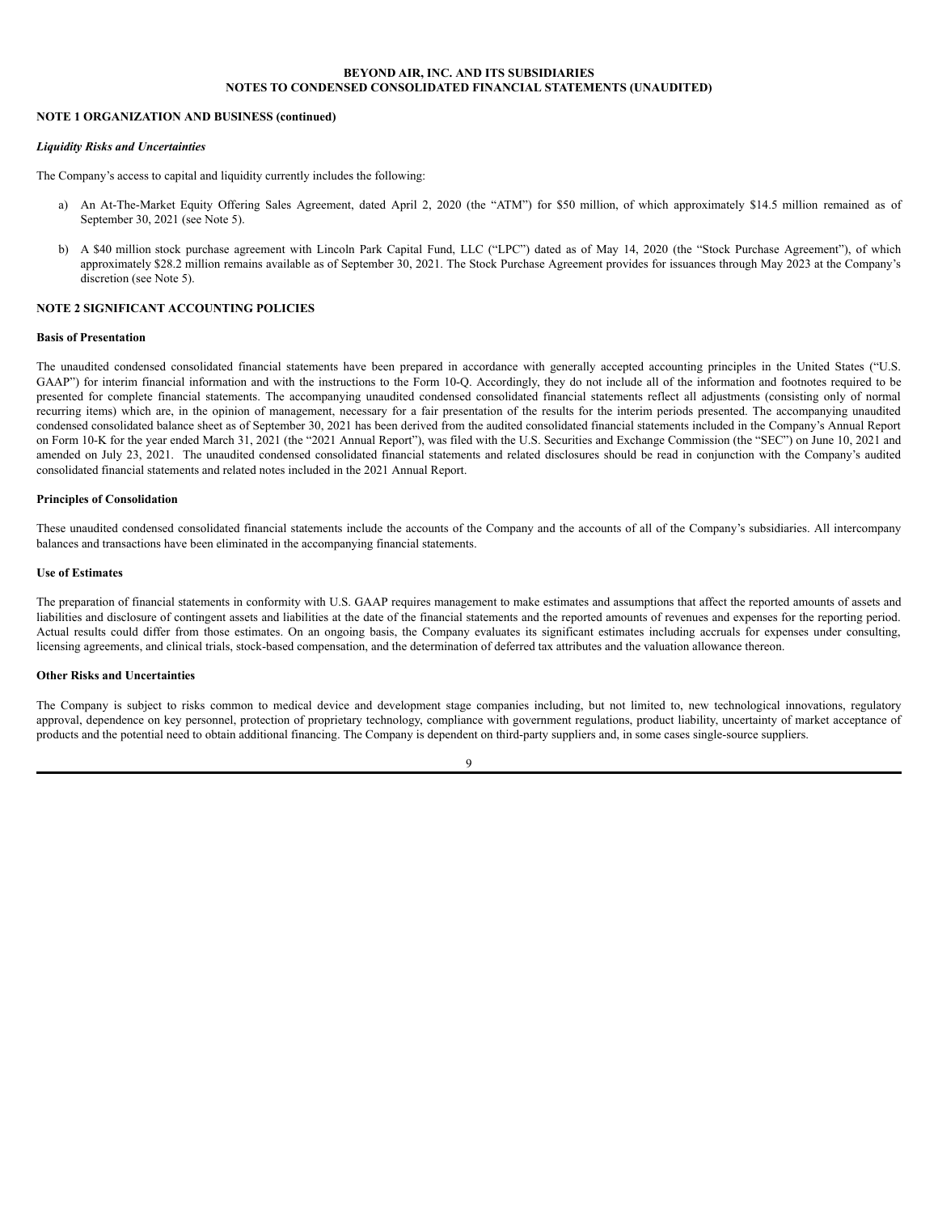**BEYOND AIR, INC. AND ITS SUBSIDIARIES**
**NOTES TO CONDENSED CONSOLIDATED FINANCIAL STATEMENTS (UNAUDITED)**

**NOTE 1 ORGANIZATION AND BUSINESS (continued)**

***Liquidity Risks and Uncertainties***

The Company's access to capital and liquidity currently includes the following:

a) An At-The-Market Equity Offering Sales Agreement, dated April 2, 2020 (the "ATM") for $50 million, of which approximately $14.5 million remained as of September 30, 2021 (see Note 5).

b) A $40 million stock purchase agreement with Lincoln Park Capital Fund, LLC ("LPC") dated as of May 14, 2020 (the "Stock Purchase Agreement"), of which approximately $28.2 million remains available as of September 30, 2021. The Stock Purchase Agreement provides for issuances through May 2023 at the Company's discretion (see Note 5).

**NOTE 2 SIGNIFICANT ACCOUNTING POLICIES**

**Basis of Presentation**

The unaudited condensed consolidated financial statements have been prepared in accordance with generally accepted accounting principles in the United States ("U.S. GAAP") for interim financial information and with the instructions to the Form 10-Q. Accordingly, they do not include all of the information and footnotes required to be presented for complete financial statements. The accompanying unaudited condensed consolidated financial statements reflect all adjustments (consisting only of normal recurring items) which are, in the opinion of management, necessary for a fair presentation of the results for the interim periods presented. The accompanying unaudited condensed consolidated balance sheet as of September 30, 2021 has been derived from the audited consolidated financial statements included in the Company's Annual Report on Form 10-K for the year ended March 31, 2021 (the "2021 Annual Report"), was filed with the U.S. Securities and Exchange Commission (the "SEC") on June 10, 2021 and amended on July 23, 2021. The unaudited condensed consolidated financial statements and related disclosures should be read in conjunction with the Company's audited consolidated financial statements and related notes included in the 2021 Annual Report.

**Principles of Consolidation**

These unaudited condensed consolidated financial statements include the accounts of the Company and the accounts of all of the Company's subsidiaries. All intercompany balances and transactions have been eliminated in the accompanying financial statements.

**Use of Estimates**

The preparation of financial statements in conformity with U.S. GAAP requires management to make estimates and assumptions that affect the reported amounts of assets and liabilities and disclosure of contingent assets and liabilities at the date of the financial statements and the reported amounts of revenues and expenses for the reporting period. Actual results could differ from those estimates. On an ongoing basis, the Company evaluates its significant estimates including accruals for expenses under consulting, licensing agreements, and clinical trials, stock-based compensation, and the determination of deferred tax attributes and the valuation allowance thereon.

**Other Risks and Uncertainties**

The Company is subject to risks common to medical device and development stage companies including, but not limited to, new technological innovations, regulatory approval, dependence on key personnel, protection of proprietary technology, compliance with government regulations, product liability, uncertainty of market acceptance of products and the potential need to obtain additional financing. The Company is dependent on third-party suppliers and, in some cases single-source suppliers.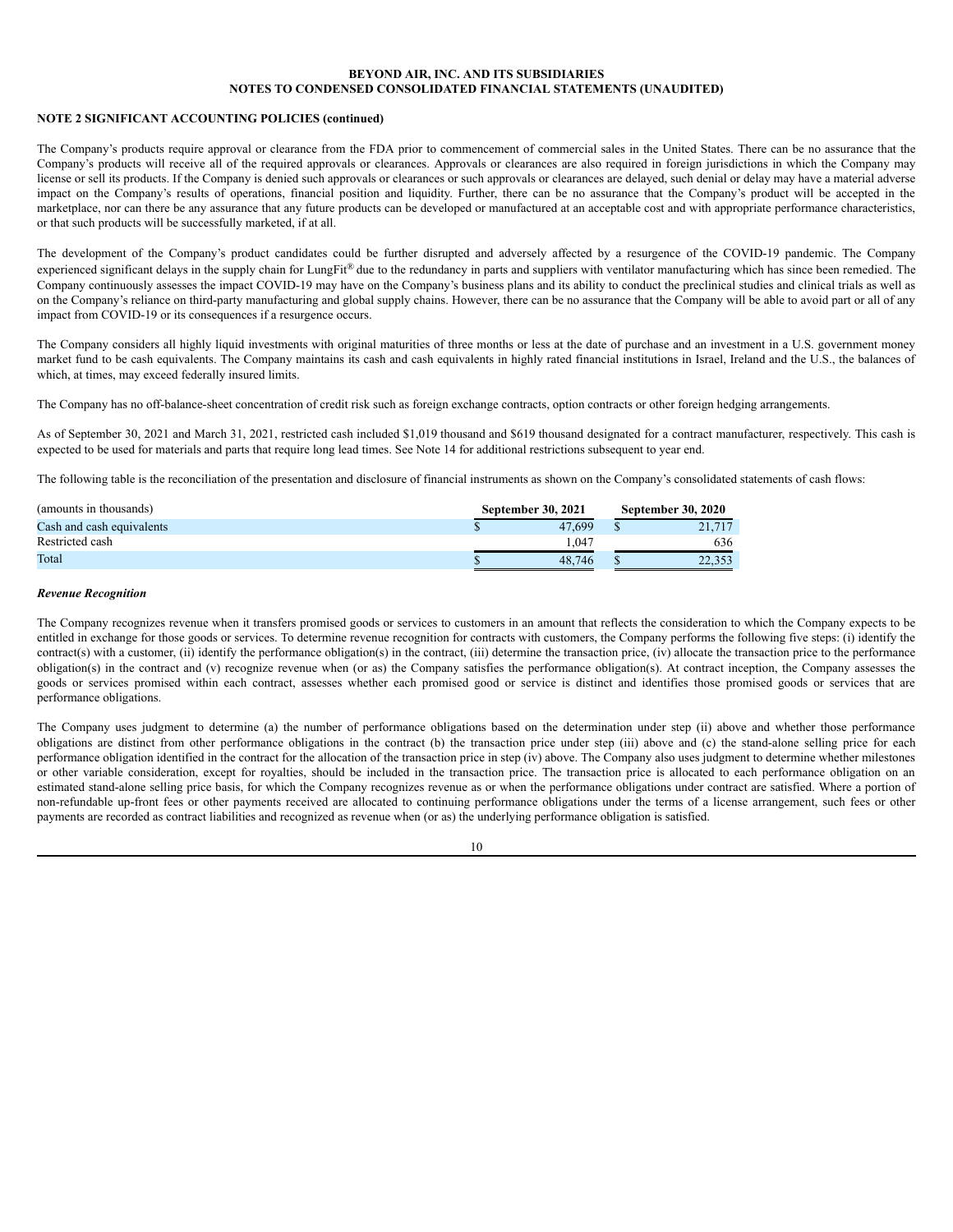**BEYOND AIR, INC. AND ITS SUBSIDIARIES**
**NOTES TO CONDENSED CONSOLIDATED FINANCIAL STATEMENTS (UNAUDITED)**

**NOTE 2 SIGNIFICANT ACCOUNTING POLICIES (continued)**

The Company's products require approval or clearance from the FDA prior to commencement of commercial sales in the United States. There can be no assurance that the Company's products will receive all of the required approvals or clearances. Approvals or clearances are also required in foreign jurisdictions in which the Company may license or sell its products. If the Company is denied such approvals or clearances or such approvals or clearances are delayed, such denial or delay may have a material adverse impact on the Company's results of operations, financial position and liquidity. Further, there can be no assurance that the Company's product will be accepted in the marketplace, nor can there be any assurance that any future products can be developed or manufactured at an acceptable cost and with appropriate performance characteristics, or that such products will be successfully marketed, if at all.

The development of the Company's product candidates could be further disrupted and adversely affected by a resurgence of the COVID-19 pandemic. The Company experienced significant delays in the supply chain for LungFit® due to the redundancy in parts and suppliers with ventilator manufacturing which has since been remedied. The Company continuously assesses the impact COVID-19 may have on the Company's business plans and its ability to conduct the preclinical studies and clinical trials as well as on the Company's reliance on third-party manufacturing and global supply chains. However, there can be no assurance that the Company will be able to avoid part or all of any impact from COVID-19 or its consequences if a resurgence occurs.

The Company considers all highly liquid investments with original maturities of three months or less at the date of purchase and an investment in a U.S. government money market fund to be cash equivalents. The Company maintains its cash and cash equivalents in highly rated financial institutions in Israel, Ireland and the U.S., the balances of which, at times, may exceed federally insured limits.

The Company has no off-balance-sheet concentration of credit risk such as foreign exchange contracts, option contracts or other foreign hedging arrangements.

As of September 30, 2021 and March 31, 2021, restricted cash included $1,019 thousand and $619 thousand designated for a contract manufacturer, respectively. This cash is expected to be used for materials and parts that require long lead times. See Note 14 for additional restrictions subsequent to year end.

The following table is the reconciliation of the presentation and disclosure of financial instruments as shown on the Company's consolidated statements of cash flows:

| (amounts in thousands) | September 30, 2021 | September 30, 2020 |
|---|---|---|
| Cash and cash equivalents | $ 47,699 | $ 21,717 |
| Restricted cash | 1,047 | 636 |
| Total | $ 48,746 | $ 22,353 |

***Revenue Recognition***

The Company recognizes revenue when it transfers promised goods or services to customers in an amount that reflects the consideration to which the Company expects to be entitled in exchange for those goods or services. To determine revenue recognition for contracts with customers, the Company performs the following five steps: (i) identify the contract(s) with a customer, (ii) identify the performance obligation(s) in the contract, (iii) determine the transaction price, (iv) allocate the transaction price to the performance obligation(s) in the contract and (v) recognize revenue when (or as) the Company satisfies the performance obligation(s). At contract inception, the Company assesses the goods or services promised within each contract, assesses whether each promised good or service is distinct and identifies those promised goods or services that are performance obligations.

The Company uses judgment to determine (a) the number of performance obligations based on the determination under step (ii) above and whether those performance obligations are distinct from other performance obligations in the contract (b) the transaction price under step (iii) above and (c) the stand-alone selling price for each performance obligation identified in the contract for the allocation of the transaction price in step (iv) above. The Company also uses judgment to determine whether milestones or other variable consideration, except for royalties, should be included in the transaction price. The transaction price is allocated to each performance obligation on an estimated stand-alone selling price basis, for which the Company recognizes revenue as or when the performance obligations under contract are satisfied. Where a portion of non-refundable up-front fees or other payments received are allocated to continuing performance obligations under the terms of a license arrangement, such fees or other payments are recorded as contract liabilities and recognized as revenue when (or as) the underlying performance obligation is satisfied.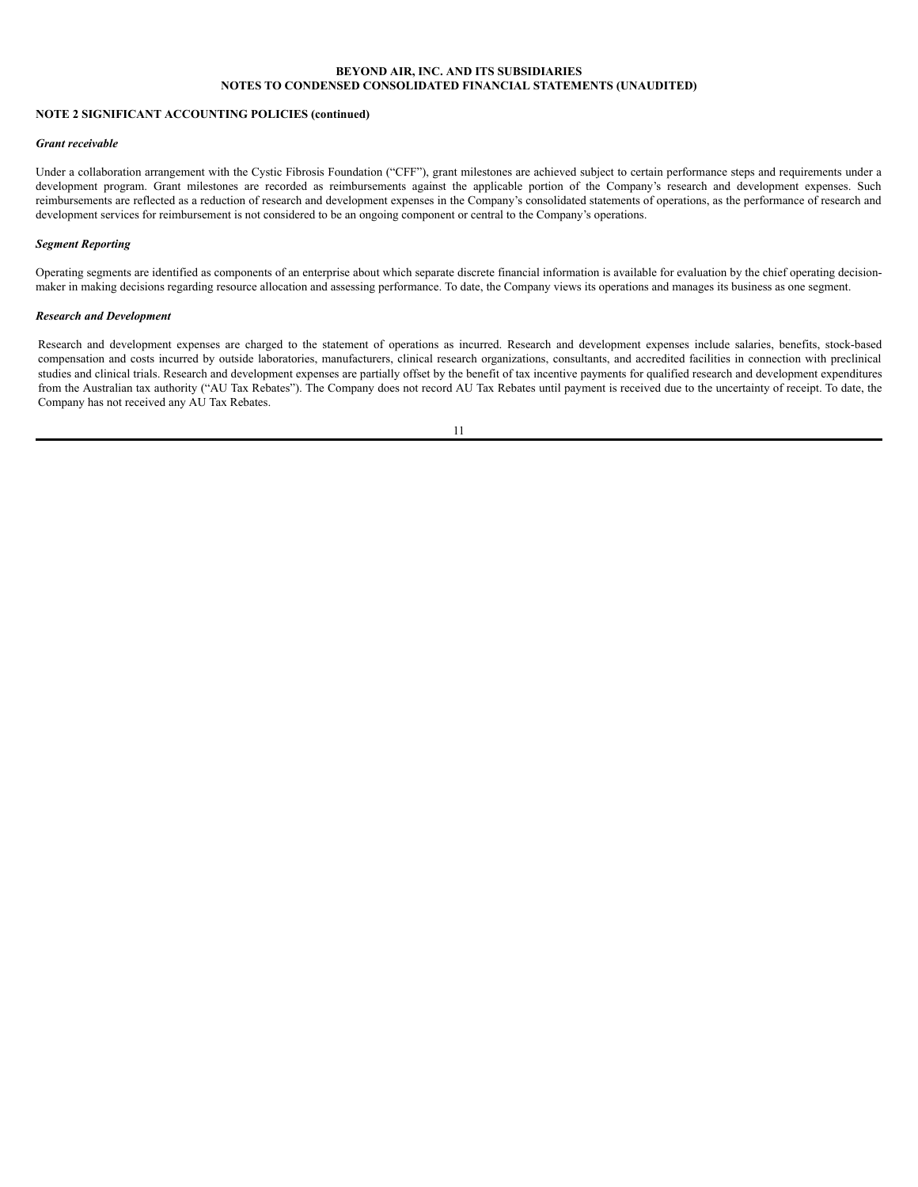**BEYOND AIR, INC. AND ITS SUBSIDIARIES**
**NOTES TO CONDENSED CONSOLIDATED FINANCIAL STATEMENTS (UNAUDITED)**

**NOTE 2 SIGNIFICANT ACCOUNTING POLICIES (continued)**

***Grant receivable***

Under a collaboration arrangement with the Cystic Fibrosis Foundation ("CFF"), grant milestones are achieved subject to certain performance steps and requirements under a development program. Grant milestones are recorded as reimbursements against the applicable portion of the Company's research and development expenses. Such reimbursements are reflected as a reduction of research and development expenses in the Company's consolidated statements of operations, as the performance of research and development services for reimbursement is not considered to be an ongoing component or central to the Company's operations.

***Segment Reporting***

Operating segments are identified as components of an enterprise about which separate discrete financial information is available for evaluation by the chief operating decision-maker in making decisions regarding resource allocation and assessing performance. To date, the Company views its operations and manages its business as one segment.

***Research and Development***

Research and development expenses are charged to the statement of operations as incurred. Research and development expenses include salaries, benefits, stock-based compensation and costs incurred by outside laboratories, manufacturers, clinical research organizations, consultants, and accredited facilities in connection with preclinical studies and clinical trials. Research and development expenses are partially offset by the benefit of tax incentive payments for qualified research and development expenditures from the Australian tax authority ("AU Tax Rebates"). The Company does not record AU Tax Rebates until payment is received due to the uncertainty of receipt. To date, the Company has not received any AU Tax Rebates.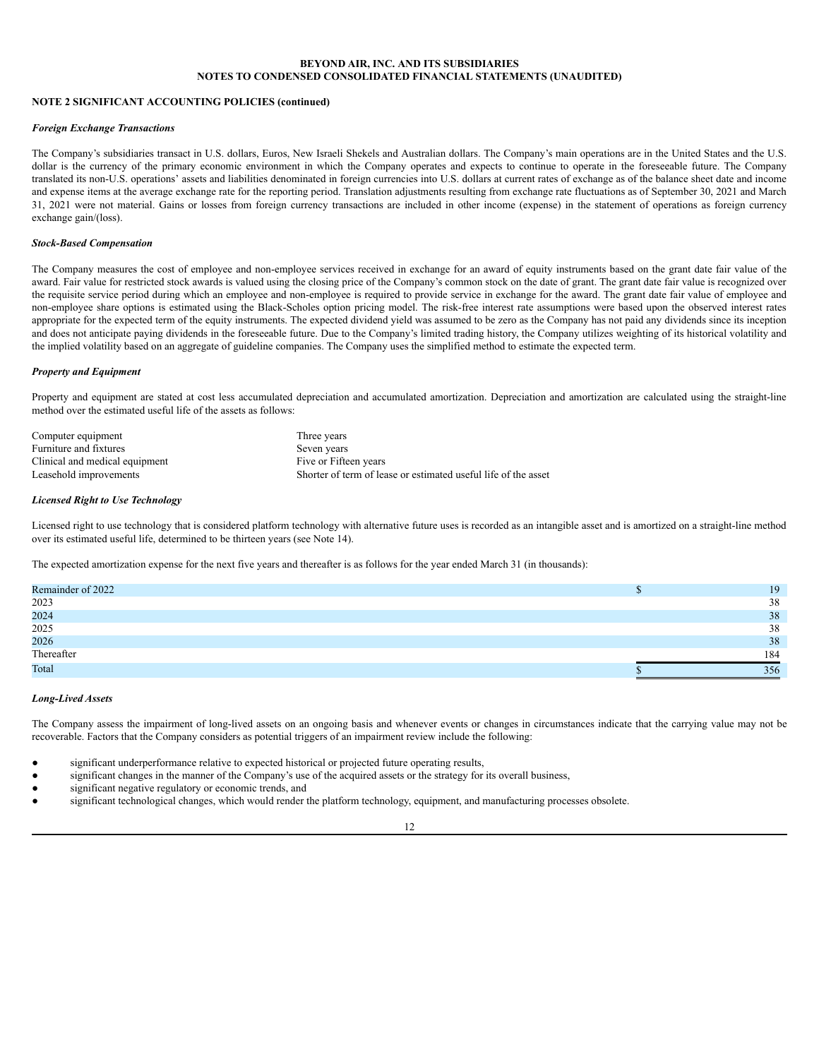**BEYOND AIR, INC. AND ITS SUBSIDIARIES**
**NOTES TO CONDENSED CONSOLIDATED FINANCIAL STATEMENTS (UNAUDITED)**

**NOTE 2 SIGNIFICANT ACCOUNTING POLICIES (continued)**

***Foreign Exchange Transactions***

The Company's subsidiaries transact in U.S. dollars, Euros, New Israeli Shekels and Australian dollars. The Company's main operations are in the United States and the U.S. dollar is the currency of the primary economic environment in which the Company operates and expects to continue to operate in the foreseeable future. The Company translated its non-U.S. operations' assets and liabilities denominated in foreign currencies into U.S. dollars at current rates of exchange as of the balance sheet date and income and expense items at the average exchange rate for the reporting period. Translation adjustments resulting from exchange rate fluctuations as of September 30, 2021 and March 31, 2021 were not material. Gains or losses from foreign currency transactions are included in other income (expense) in the statement of operations as foreign currency exchange gain/(loss).

***Stock-Based Compensation***

The Company measures the cost of employee and non-employee services received in exchange for an award of equity instruments based on the grant date fair value of the award. Fair value for restricted stock awards is valued using the closing price of the Company's common stock on the date of grant. The grant date fair value is recognized over the requisite service period during which an employee and non-employee is required to provide service in exchange for the award. The grant date fair value of employee and non-employee share options is estimated using the Black-Scholes option pricing model. The risk-free interest rate assumptions were based upon the observed interest rates appropriate for the expected term of the equity instruments. The expected dividend yield was assumed to be zero as the Company has not paid any dividends since its inception and does not anticipate paying dividends in the foreseeable future. Due to the Company's limited trading history, the Company utilizes weighting of its historical volatility and the implied volatility based on an aggregate of guideline companies. The Company uses the simplified method to estimate the expected term.

***Property and Equipment***

Property and equipment are stated at cost less accumulated depreciation and accumulated amortization. Depreciation and amortization are calculated using the straight-line method over the estimated useful life of the assets as follows:

| | |
|---|---|
| Computer equipment | Three years |
| Furniture and fixtures | Seven years |
| Clinical and medical equipment | Five or Fifteen years |
| Leasehold improvements | Shorter of term of lease or estimated useful life of the asset |

***Licensed Right to Use Technology***

Licensed right to use technology that is considered platform technology with alternative future uses is recorded as an intangible asset and is amortized on a straight-line method over its estimated useful life, determined to be thirteen years (see Note 14).

The expected amortization expense for the next five years and thereafter is as follows for the year ended March 31 (in thousands):

| | |
|---|---|
| Remainder of 2022 | $ 19 |
| 2023 | 38 |
| 2024 | 38 |
| 2025 | 38 |
| 2026 | 38 |
| Thereafter | 184 |
| Total | $ 356 |

***Long-Lived Assets***

The Company assess the impairment of long-lived assets on an ongoing basis and whenever events or changes in circumstances indicate that the carrying value may not be recoverable. Factors that the Company considers as potential triggers of an impairment review include the following:

- significant underperformance relative to expected historical or projected future operating results,
- significant changes in the manner of the Company's use of the acquired assets or the strategy for its overall business,
- significant negative regulatory or economic trends, and
- significant technological changes, which would render the platform technology, equipment, and manufacturing processes obsolete.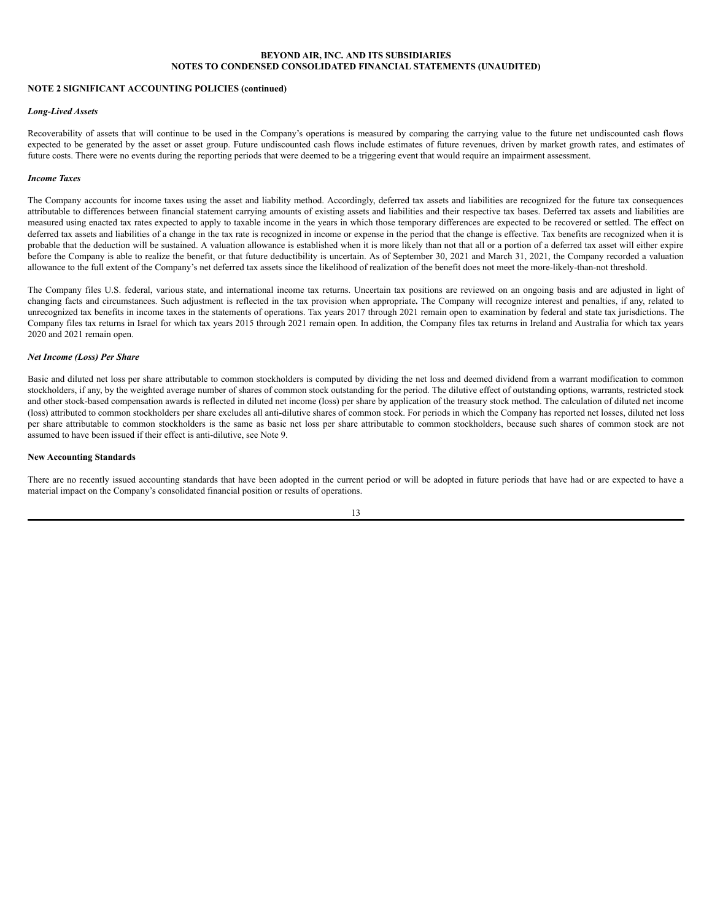**BEYOND AIR, INC. AND ITS SUBSIDIARIES**
**NOTES TO CONDENSED CONSOLIDATED FINANCIAL STATEMENTS (UNAUDITED)**

**NOTE 2 SIGNIFICANT ACCOUNTING POLICIES (continued)**

***Long-Lived Assets***

Recoverability of assets that will continue to be used in the Company's operations is measured by comparing the carrying value to the future net undiscounted cash flows expected to be generated by the asset or asset group. Future undiscounted cash flows include estimates of future revenues, driven by market growth rates, and estimates of future costs. There were no events during the reporting periods that were deemed to be a triggering event that would require an impairment assessment.

***Income Taxes***

The Company accounts for income taxes using the asset and liability method. Accordingly, deferred tax assets and liabilities are recognized for the future tax consequences attributable to differences between financial statement carrying amounts of existing assets and liabilities and their respective tax bases. Deferred tax assets and liabilities are measured using enacted tax rates expected to apply to taxable income in the years in which those temporary differences are expected to be recovered or settled. The effect on deferred tax assets and liabilities of a change in the tax rate is recognized in income or expense in the period that the change is effective. Tax benefits are recognized when it is probable that the deduction will be sustained. A valuation allowance is established when it is more likely than not that all or a portion of a deferred tax asset will either expire before the Company is able to realize the benefit, or that future deductibility is uncertain. As of September 30, 2021 and March 31, 2021, the Company recorded a valuation allowance to the full extent of the Company's net deferred tax assets since the likelihood of realization of the benefit does not meet the more-likely-than-not threshold.

The Company files U.S. federal, various state, and international income tax returns. Uncertain tax positions are reviewed on an ongoing basis and are adjusted in light of changing facts and circumstances. Such adjustment is reflected in the tax provision when appropriate**.** The Company will recognize interest and penalties, if any, related to unrecognized tax benefits in income taxes in the statements of operations. Tax years 2017 through 2021 remain open to examination by federal and state tax jurisdictions. The Company files tax returns in Israel for which tax years 2015 through 2021 remain open. In addition, the Company files tax returns in Ireland and Australia for which tax years 2020 and 2021 remain open.

***Net Income (Loss) Per Share***

Basic and diluted net loss per share attributable to common stockholders is computed by dividing the net loss and deemed dividend from a warrant modification to common stockholders, if any, by the weighted average number of shares of common stock outstanding for the period. The dilutive effect of outstanding options, warrants, restricted stock and other stock-based compensation awards is reflected in diluted net income (loss) per share by application of the treasury stock method. The calculation of diluted net income (loss) attributed to common stockholders per share excludes all anti-dilutive shares of common stock. For periods in which the Company has reported net losses, diluted net loss per share attributable to common stockholders is the same as basic net loss per share attributable to common stockholders, because such shares of common stock are not assumed to have been issued if their effect is anti-dilutive, see Note 9.

**New Accounting Standards**

There are no recently issued accounting standards that have been adopted in the current period or will be adopted in future periods that have had or are expected to have a material impact on the Company's consolidated financial position or results of operations.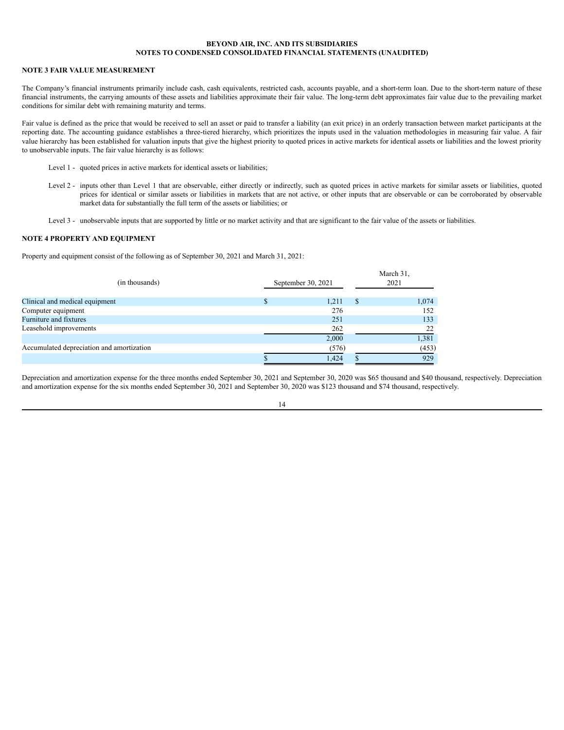### NOTE 3 FAIR VALUE MEASUREMENT

The Company's financial instruments primarily include cash, cash equivalents, restricted cash, accounts payable, and a short-term loan. Due to the short-term nature of these financial instruments, the carrying amounts of these assets and liabilities approximate their fair value. The long-term debt approximates fair value due to the prevailing market conditions for similar debt with remaining maturity and terms.

Fair value is defined as the price that would be received to sell an asset or paid to transfer a liability (an exit price) in an orderly transaction between market participants at the reporting date. The accounting guidance establishes a three-tiered hierarchy, which prioritizes the inputs used in the valuation methodologies in measuring fair value. A fair value hierarchy has been established for valuation inputs that give the highest priority to quoted prices in active markets for identical assets or liabilities and the lowest priority to unobservable inputs. The fair value hierarchy is as follows:

Level 1 - quoted prices in active markets for identical assets or liabilities;

Level 2 - inputs other than Level 1 that are observable, either directly or indirectly, such as quoted prices in active markets for similar assets or liabilities, quoted prices for identical or similar assets or liabilities in markets that are not active, or other inputs that are observable or can be corroborated by observable market data for substantially the full term of the assets or liabilities; or

Level 3 - unobservable inputs that are supported by little or no market activity and that are significant to the fair value of the assets or liabilities.

### NOTE 4 PROPERTY AND EQUIPMENT

Property and equipment consist of the following as of September 30, 2021 and March 31, 2021:

| (in thousands) | September 30, 2021 | March 31, 2021 |
|---|---|---|
| Clinical and medical equipment | $ 1,211 | $ 1,074 |
| Computer equipment | 276 | 152 |
| Furniture and fixtures | 251 | 133 |
| Leasehold improvements | 262 | 22 |
| | 2,000 | 1,381 |
| Accumulated depreciation and amortization | (576) | (453) |
| | $ 1,424 | $ 929 |

Depreciation and amortization expense for the three months ended September 30, 2021 and September 30, 2020 was $65 thousand and $40 thousand, respectively. Depreciation and amortization expense for the six months ended September 30, 2021 and September 30, 2020 was $123 thousand and $74 thousand, respectively.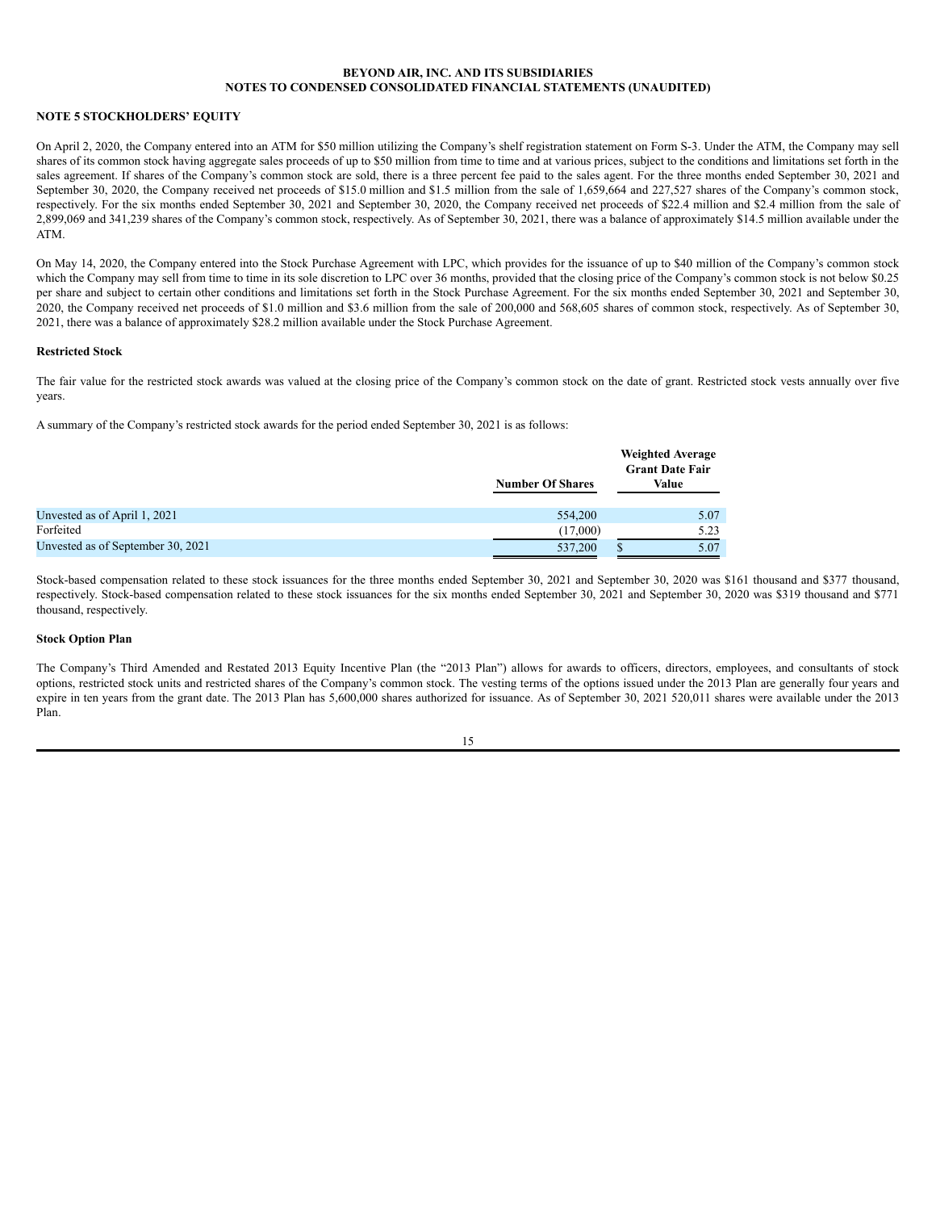BEYOND AIR, INC. AND ITS SUBSIDIARIES
NOTES TO CONDENSED CONSOLIDATED FINANCIAL STATEMENTS (UNAUDITED)

**NOTE 5 STOCKHOLDERS' EQUITY**

On April 2, 2020, the Company entered into an ATM for $50 million utilizing the Company's shelf registration statement on Form S-3. Under the ATM, the Company may sell shares of its common stock having aggregate sales proceeds of up to $50 million from time to time and at various prices, subject to the conditions and limitations set forth in the sales agreement. If shares of the Company's common stock are sold, there is a three percent fee paid to the sales agent. For the three months ended September 30, 2021 and September 30, 2020, the Company received net proceeds of $15.0 million and $1.5 million from the sale of 1,659,664 and 227,527 shares of the Company's common stock, respectively. For the six months ended September 30, 2021 and September 30, 2020, the Company received net proceeds of $22.4 million and $2.4 million from the sale of 2,899,069 and 341,239 shares of the Company's common stock, respectively. As of September 30, 2021, there was a balance of approximately $14.5 million available under the ATM.

On May 14, 2020, the Company entered into the Stock Purchase Agreement with LPC, which provides for the issuance of up to $40 million of the Company's common stock which the Company may sell from time to time in its sole discretion to LPC over 36 months, provided that the closing price of the Company's common stock is not below $0.25 per share and subject to certain other conditions and limitations set forth in the Stock Purchase Agreement. For the six months ended September 30, 2021 and September 30, 2020, the Company received net proceeds of $1.0 million and $3.6 million from the sale of 200,000 and 568,605 shares of common stock, respectively. As of September 30, 2021, there was a balance of approximately $28.2 million available under the Stock Purchase Agreement.

**Restricted Stock**

The fair value for the restricted stock awards was valued at the closing price of the Company's common stock on the date of grant. Restricted stock vests annually over five years.

A summary of the Company's restricted stock awards for the period ended September 30, 2021 is as follows:

| | Number Of Shares | Weighted Average Grant Date Fair Value |
|---|---|---|
| Unvested as of April 1, 2021 | 554,200 | 5.07 |
| Forfeited | (17,000) | 5.23 |
| Unvested as of September 30, 2021 | 537,200 | $ 5.07 |

Stock-based compensation related to these stock issuances for the three months ended September 30, 2021 and September 30, 2020 was $161 thousand and $377 thousand, respectively. Stock-based compensation related to these stock issuances for the six months ended September 30, 2021 and September 30, 2020 was $319 thousand and $771 thousand, respectively.

**Stock Option Plan**

The Company's Third Amended and Restated 2013 Equity Incentive Plan (the "2013 Plan") allows for awards to officers, directors, employees, and consultants of stock options, restricted stock units and restricted shares of the Company's common stock. The vesting terms of the options issued under the 2013 Plan are generally four years and expire in ten years from the grant date. The 2013 Plan has 5,600,000 shares authorized for issuance. As of September 30, 2021 520,011 shares were available under the 2013 Plan.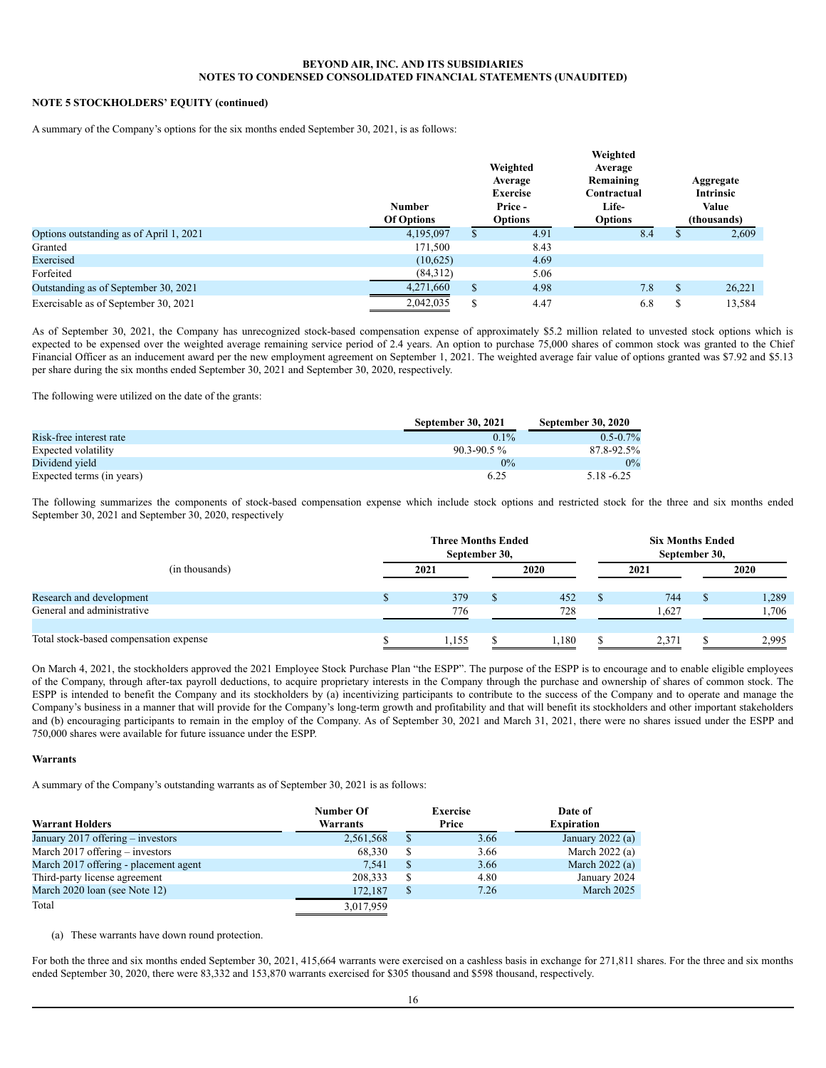**BEYOND AIR, INC. AND ITS SUBSIDIARIES**
**NOTES TO CONDENSED CONSOLIDATED FINANCIAL STATEMENTS (UNAUDITED)**

**NOTE 5 STOCKHOLDERS' EQUITY (continued)**

A summary of the Company's options for the six months ended September 30, 2021, is as follows:

| | Number Of Options | Weighted Average Exercise Price - Options | Weighted Average Remaining Contractual Life- Options | Aggregate Intrinsic Value (thousands) |
|---|---|---|---|---|
| Options outstanding as of April 1, 2021 | 4,195,097 | $ 4.91 | 8.4 | $ 2,609 |
| Granted | 171,500 | 8.43 | | |
| Exercised | (10,625) | 4.69 | | |
| Forfeited | (84,312) | 5.06 | | |
| Outstanding as of September 30, 2021 | 4,271,660 | $ 4.98 | 7.8 | $ 26,221 |
| Exercisable as of September 30, 2021 | 2,042,035 | $ 4.47 | 6.8 | $ 13,584 |

As of September 30, 2021, the Company has unrecognized stock-based compensation expense of approximately $5.2 million related to unvested stock options which is expected to be expensed over the weighted average remaining service period of 2.4 years. An option to purchase 75,000 shares of common stock was granted to the Chief Financial Officer as an inducement award per the new employment agreement on September 1, 2021. The weighted average fair value of options granted was $7.92 and $5.13 per share during the six months ended September 30, 2021 and September 30, 2020, respectively.

The following were utilized on the date of the grants:

| | September 30, 2021 | September 30, 2020 |
|---|---|---|
| Risk-free interest rate | 0.1% | 0.5-0.7% |
| Expected volatility | 90.3-90.5 % | 87.8-92.5% |
| Dividend yield | 0% | 0% |
| Expected terms (in years) | 6.25 | 5.18 -6.25 |

The following summarizes the components of stock-based compensation expense which include stock options and restricted stock for the three and six months ended September 30, 2021 and September 30, 2020, respectively

| (in thousands) | Three Months Ended September 30, | | Six Months Ended September 30, | |
|---|---|---|---|---|
| | 2021 | 2020 | 2021 | 2020 |
| Research and development | $ 379 | $ 452 | $ 744 | $ 1,289 |
| General and administrative | 776 | 728 | 1,627 | 1,706 |
| Total stock-based compensation expense | $ 1,155 | $ 1,180 | $ 2,371 | $ 2,995 |

On March 4, 2021, the stockholders approved the 2021 Employee Stock Purchase Plan "the ESPP". The purpose of the ESPP is to encourage and to enable eligible employees of the Company, through after-tax payroll deductions, to acquire proprietary interests in the Company through the purchase and ownership of shares of common stock. The ESPP is intended to benefit the Company and its stockholders by (a) incentivizing participants to contribute to the success of the Company and to operate and manage the Company's business in a manner that will provide for the Company's long-term growth and profitability and that will benefit its stockholders and other important stakeholders and (b) encouraging participants to remain in the employ of the Company. As of September 30, 2021 and March 31, 2021, there were no shares issued under the ESPP and 750,000 shares were available for future issuance under the ESPP.

**Warrants**

A summary of the Company's outstanding warrants as of September 30, 2021 is as follows:

| Warrant Holders | Number Of Warrants | Exercise Price | Date of Expiration |
|---|---|---|---|
| January 2017 offering – investors | 2,561,568 | $ 3.66 | January 2022 (a) |
| March 2017 offering – investors | 68,330 | $ 3.66 | March 2022 (a) |
| March 2017 offering - placement agent | 7,541 | $ 3.66 | March 2022 (a) |
| Third-party license agreement | 208,333 | $ 4.80 | January 2024 |
| March 2020 loan (see Note 12) | 172,187 | $ 7.26 | March 2025 |
| Total | 3,017,959 | | |

(a) These warrants have down round protection.

For both the three and six months ended September 30, 2021, 415,664 warrants were exercised on a cashless basis in exchange for 271,811 shares. For the three and six months ended September 30, 2020, there were 83,332 and 153,870 warrants exercised for $305 thousand and $598 thousand, respectively.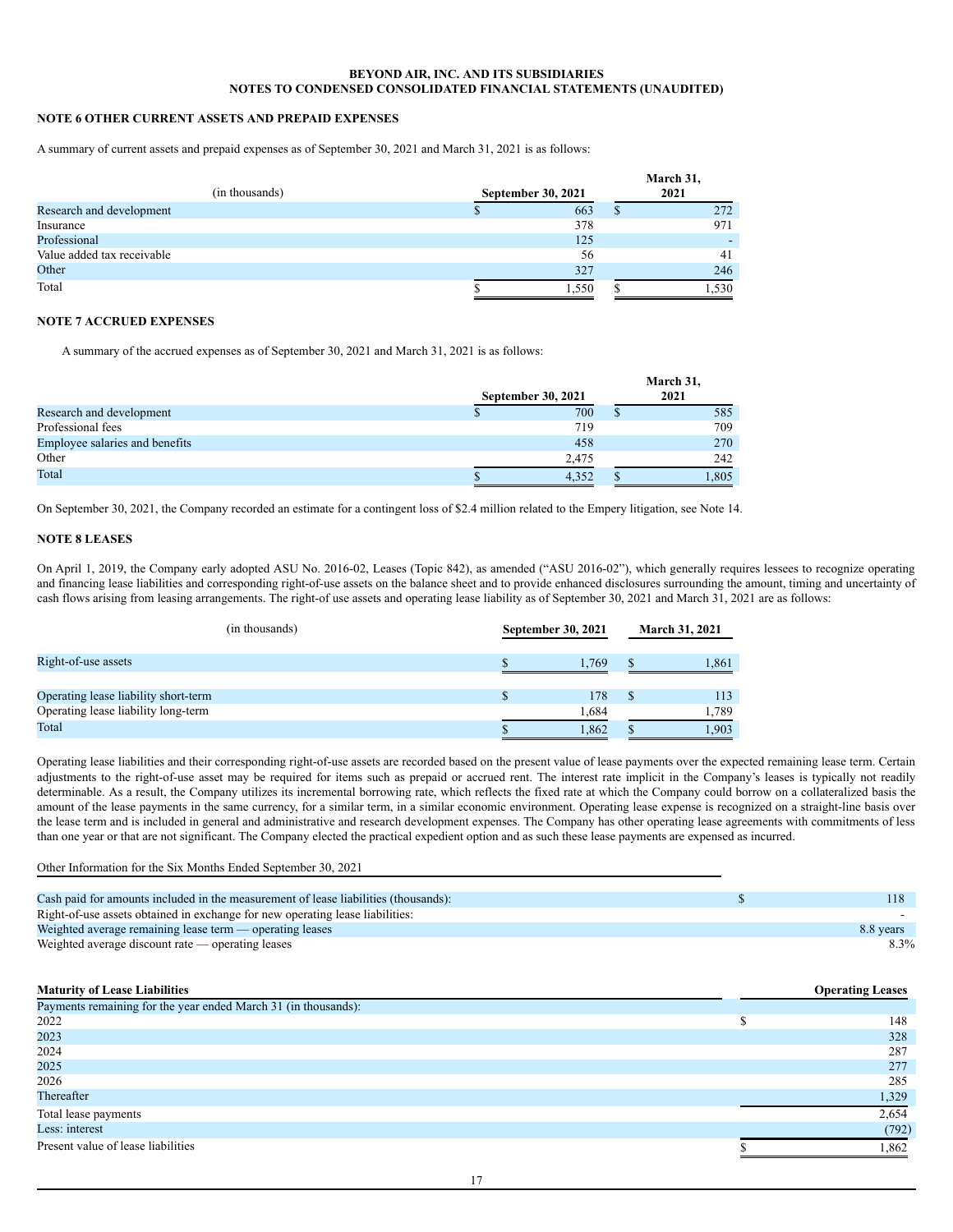**BEYOND AIR, INC. AND ITS SUBSIDIARIES**
**NOTES TO CONDENSED CONSOLIDATED FINANCIAL STATEMENTS (UNAUDITED)**

## NOTE 6 OTHER CURRENT ASSETS AND PREPAID EXPENSES

A summary of current assets and prepaid expenses as of September 30, 2021 and March 31, 2021 is as follows:

| (in thousands) | September 30, 2021 | March 31, 2021 |
|---|---|---|
| Research and development | $ 663 | $ 272 |
| Insurance | 378 | 971 |
| Professional | 125 | - |
| Value added tax receivable | 56 | 41 |
| Other | 327 | 246 |
| Total | $ 1,550 | $ 1,530 |

## NOTE 7 ACCRUED EXPENSES

A summary of the accrued expenses as of September 30, 2021 and March 31, 2021 is as follows:

| | September 30, 2021 | March 31, 2021 |
|---|---|---|
| Research and development | $ 700 | $ 585 |
| Professional fees | 719 | 709 |
| Employee salaries and benefits | 458 | 270 |
| Other | 2,475 | 242 |
| Total | $ 4,352 | $ 1,805 |

On September 30, 2021, the Company recorded an estimate for a contingent loss of $2.4 million related to the Empery litigation, see Note 14.

## NOTE 8 LEASES

On April 1, 2019, the Company early adopted ASU No. 2016-02, Leases (Topic 842), as amended ("ASU 2016-02"), which generally requires lessees to recognize operating and financing lease liabilities and corresponding right-of-use assets on the balance sheet and to provide enhanced disclosures surrounding the amount, timing and uncertainty of cash flows arising from leasing arrangements. The right-of use assets and operating lease liability as of September 30, 2021 and March 31, 2021 are as follows:

| (in thousands) | September 30, 2021 | March 31, 2021 |
|---|---|---|
| Right-of-use assets | $ 1,769 | $ 1,861 |
| | | |
| Operating lease liability short-term | $ 178 | $ 113 |
| Operating lease liability long-term | 1,684 | 1,789 |
| Total | $ 1,862 | $ 1,903 |

Operating lease liabilities and their corresponding right-of-use assets are recorded based on the present value of lease payments over the expected remaining lease term. Certain adjustments to the right-of-use asset may be required for items such as prepaid or accrued rent. The interest rate implicit in the Company's leases is typically not readily determinable. As a result, the Company utilizes its incremental borrowing rate, which reflects the fixed rate at which the Company could borrow on a collateralized basis the amount of the lease payments in the same currency, for a similar term, in a similar economic environment. Operating lease expense is recognized on a straight-line basis over the lease term and is included in general and administrative and research development expenses. The Company has other operating lease agreements with commitments of less than one year or that are not significant. The Company elected the practical expedient option and as such these lease payments are expensed as incurred.

Other Information for the Six Months Ended September 30, 2021

| | |
|---|---|
| Cash paid for amounts included in the measurement of lease liabilities (thousands): | $ 118 |
| Right-of-use assets obtained in exchange for new operating lease liabilities: | - |
| Weighted average remaining lease term — operating leases | 8.8 years |
| Weighted average discount rate — operating leases | 8.3% |

| **Maturity of Lease Liabilities** | **Operating Leases** |
|---|---|
| Payments remaining for the year ended March 31 (in thousands): | |
| 2022 | $ 148 |
| 2023 | 328 |
| 2024 | 287 |
| 2025 | 277 |
| 2026 | 285 |
| Thereafter | 1,329 |
| Total lease payments | 2,654 |
| Less: interest | (792) |
| Present value of lease liabilities | $ 1,862 |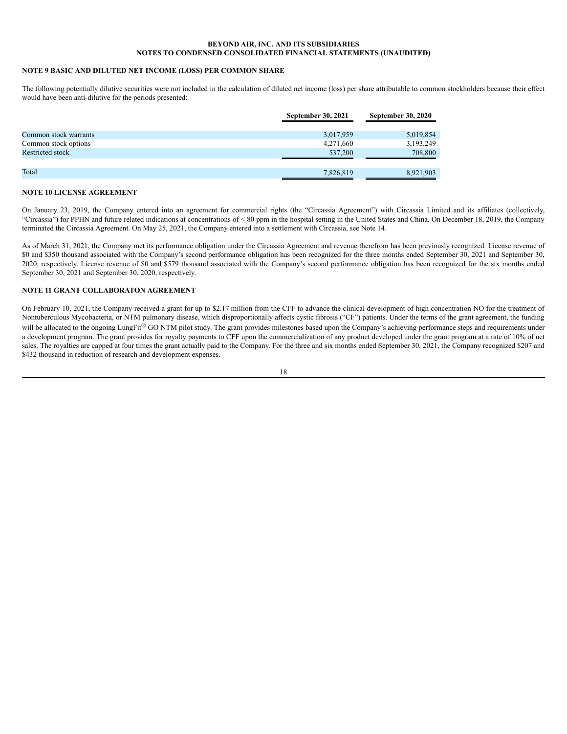**BEYOND AIR, INC. AND ITS SUBSIDIARIES**
**NOTES TO CONDENSED CONSOLIDATED FINANCIAL STATEMENTS (UNAUDITED)**

## NOTE 9 BASIC AND DILUTED NET INCOME (LOSS) PER COMMON SHARE

The following potentially dilutive securities were not included in the calculation of diluted net income (loss) per share attributable to common stockholders because their effect would have been anti-dilutive for the periods presented:

| | September 30, 2021 | September 30, 2020 |
|---|---|---|
| Common stock warrants | 3,017,959 | 5,019,854 |
| Common stock options | 4,271,660 | 3,193,249 |
| Restricted stock | 537,200 | 708,800 |
| Total | 7,826,819 | 8,921,903 |

## NOTE 10 LICENSE AGREEMENT

On January 23, 2019, the Company entered into an agreement for commercial rights (the "Circassia Agreement") with Circassia Limited and its affiliates (collectively, "Circassia") for PPHN and future related indications at concentrations of < 80 ppm in the hospital setting in the United States and China. On December 18, 2019, the Company terminated the Circassia Agreement. On May 25, 2021, the Company entered into a settlement with Circassia, see Note 14.

As of March 31, 2021, the Company met its performance obligation under the Circassia Agreement and revenue therefrom has been previously recognized. License revenue of $0 and $350 thousand associated with the Company's second performance obligation has been recognized for the three months ended September 30, 2021 and September 30, 2020, respectively. License revenue of $0 and $579 thousand associated with the Company's second performance obligation has been recognized for the six months ended September 30, 2021 and September 30, 2020, respectively.

## NOTE 11 GRANT COLLABORATON AGREEMENT

On February 10, 2021, the Company received a grant for up to $2.17 million from the CFF to advance the clinical development of high concentration NO for the treatment of Nontuberculous Mycobacteria, or NTM pulmonary disease, which disproportionally affects cystic fibrosis ("CF") patients. Under the terms of the grant agreement, the funding will be allocated to the ongoing LungFit® GO NTM pilot study. The grant provides milestones based upon the Company's achieving performance steps and requirements under a development program. The grant provides for royalty payments to CFF upon the commercialization of any product developed under the grant program at a rate of 10% of net sales. The royalties are capped at four times the grant actually paid to the Company. For the three and six months ended September 30, 2021, the Company recognized $207 and $432 thousand in reduction of research and development expenses.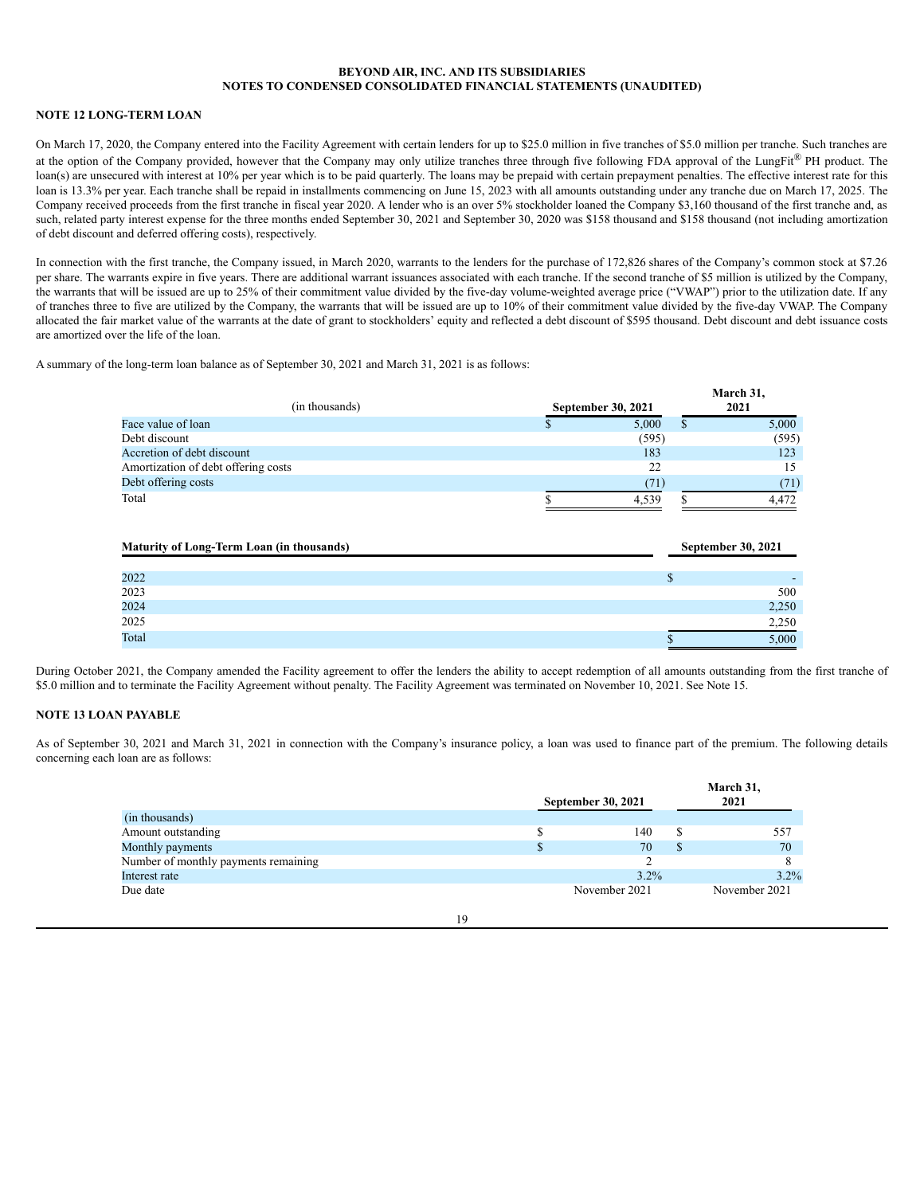BEYOND AIR, INC. AND ITS SUBSIDIARIES
NOTES TO CONDENSED CONSOLIDATED FINANCIAL STATEMENTS (UNAUDITED)

**NOTE 12 LONG-TERM LOAN**

On March 17, 2020, the Company entered into the Facility Agreement with certain lenders for up to $25.0 million in five tranches of $5.0 million per tranche. Such tranches are at the option of the Company provided, however that the Company may only utilize tranches three through five following FDA approval of the LungFit® PH product. The loan(s) are unsecured with interest at 10% per year which is to be paid quarterly. The loans may be prepaid with certain prepayment penalties. The effective interest rate for this loan is 13.3% per year. Each tranche shall be repaid in installments commencing on June 15, 2023 with all amounts outstanding under any tranche due on March 17, 2025. The Company received proceeds from the first tranche in fiscal year 2020. A lender who is an over 5% stockholder loaned the Company $3,160 thousand of the first tranche and, as such, related party interest expense for the three months ended September 30, 2021 and September 30, 2020 was $158 thousand and $158 thousand (not including amortization of debt discount and deferred offering costs), respectively.

In connection with the first tranche, the Company issued, in March 2020, warrants to the lenders for the purchase of 172,826 shares of the Company's common stock at $7.26 per share. The warrants expire in five years. There are additional warrant issuances associated with each tranche. If the second tranche of $5 million is utilized by the Company, the warrants that will be issued are up to 25% of their commitment value divided by the five-day volume-weighted average price ("VWAP") prior to the utilization date. If any of tranches three to five are utilized by the Company, the warrants that will be issued are up to 10% of their commitment value divided by the five-day VWAP. The Company allocated the fair market value of the warrants at the date of grant to stockholders' equity and reflected a debt discount of $595 thousand. Debt discount and debt issuance costs are amortized over the life of the loan.

A summary of the long-term loan balance as of September 30, 2021 and March 31, 2021 is as follows:

| (in thousands) | September 30, 2021 | March 31, 2021 |
|---|---|---|
| Face value of loan | $ 5,000 | $ 5,000 |
| Debt discount | (595) | (595) |
| Accretion of debt discount | 183 | 123 |
| Amortization of debt offering costs | 22 | 15 |
| Debt offering costs | (71) | (71) |
| Total | $ 4,539 | $ 4,472 |

| Maturity of Long-Term Loan (in thousands) | September 30, 2021 |
|---|---|
| 2022 | $ - |
| 2023 | 500 |
| 2024 | 2,250 |
| 2025 | 2,250 |
| Total | $ 5,000 |

During October 2021, the Company amended the Facility agreement to offer the lenders the ability to accept redemption of all amounts outstanding from the first tranche of $5.0 million and to terminate the Facility Agreement without penalty. The Facility Agreement was terminated on November 10, 2021. See Note 15.

**NOTE 13 LOAN PAYABLE**

As of September 30, 2021 and March 31, 2021 in connection with the Company's insurance policy, a loan was used to finance part of the premium. The following details concerning each loan are as follows:

| | September 30, 2021 | March 31, 2021 |
|---|---|---|
| (in thousands) | | |
| Amount outstanding | $ 140 | $ 557 |
| Monthly payments | $ 70 | $ 70 |
| Number of monthly payments remaining | 2 | 8 |
| Interest rate | 3.2% | 3.2% |
| Due date | November 2021 | November 2021 |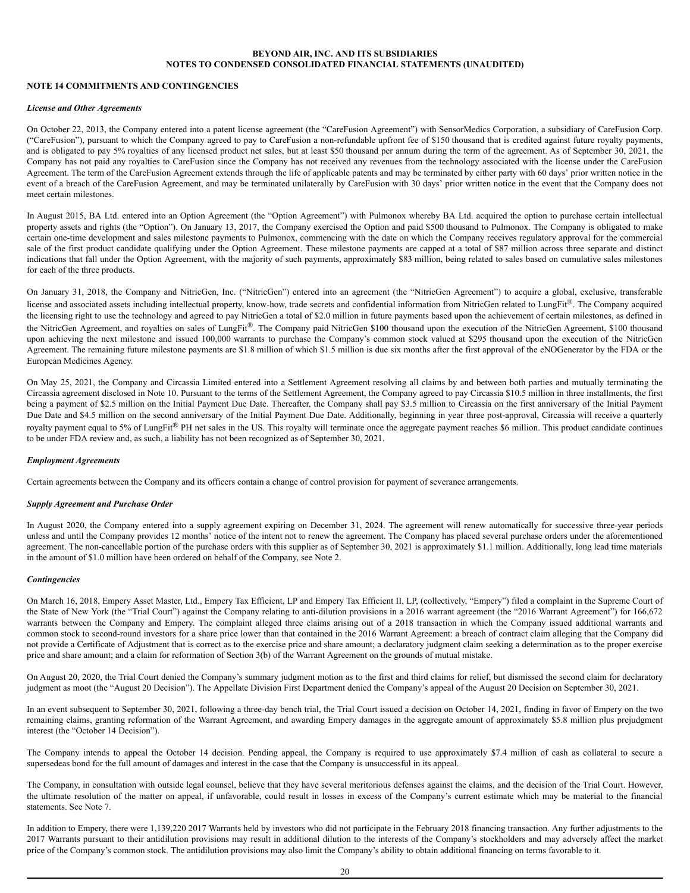# NOTE 14 COMMITMENTS AND CONTINGENCIES

***License and Other Agreements***

On October 22, 2013, the Company entered into a patent license agreement (the "CareFusion Agreement") with SensorMedics Corporation, a subsidiary of CareFusion Corp. ("CareFusion"), pursuant to which the Company agreed to pay to CareFusion a non-refundable upfront fee of $150 thousand that is credited against future royalty payments, and is obligated to pay 5% royalties of any licensed product net sales, but at least $50 thousand per annum during the term of the agreement. As of September 30, 2021, the Company has not paid any royalties to CareFusion since the Company has not received any revenues from the technology associated with the license under the CareFusion Agreement. The term of the CareFusion Agreement extends through the life of applicable patents and may be terminated by either party with 60 days' prior written notice in the event of a breach of the CareFusion Agreement, and may be terminated unilaterally by CareFusion with 30 days' prior written notice in the event that the Company does not meet certain milestones.

In August 2015, BA Ltd. entered into an Option Agreement (the "Option Agreement") with Pulmonox whereby BA Ltd. acquired the option to purchase certain intellectual property assets and rights (the "Option"). On January 13, 2017, the Company exercised the Option and paid $500 thousand to Pulmonox. The Company is obligated to make certain one-time development and sales milestone payments to Pulmonox, commencing with the date on which the Company receives regulatory approval for the commercial sale of the first product candidate qualifying under the Option Agreement. These milestone payments are capped at a total of $87 million across three separate and distinct indications that fall under the Option Agreement, with the majority of such payments, approximately $83 million, being related to sales based on cumulative sales milestones for each of the three products.

On January 31, 2018, the Company and NitricGen, Inc. ("NitricGen") entered into an agreement (the "NitricGen Agreement") to acquire a global, exclusive, transferable license and associated assets including intellectual property, know-how, trade secrets and confidential information from NitricGen related to LungFit®. The Company acquired the licensing right to use the technology and agreed to pay NitricGen a total of $2.0 million in future payments based upon the achievement of certain milestones, as defined in the NitricGen Agreement, and royalties on sales of LungFit®. The Company paid NitricGen $100 thousand upon the execution of the NitricGen Agreement, $100 thousand upon achieving the next milestone and issued 100,000 warrants to purchase the Company's common stock valued at $295 thousand upon the execution of the NitricGen Agreement. The remaining future milestone payments are $1.8 million of which $1.5 million is due six months after the first approval of the eNOGenerator by the FDA or the European Medicines Agency.

On May 25, 2021, the Company and Circassia Limited entered into a Settlement Agreement resolving all claims by and between both parties and mutually terminating the Circassia agreement disclosed in Note 10. Pursuant to the terms of the Settlement Agreement, the Company agreed to pay Circassia $10.5 million in three installments, the first being a payment of $2.5 million on the Initial Payment Due Date. Thereafter, the Company shall pay $3.5 million to Circassia on the first anniversary of the Initial Payment Due Date and $4.5 million on the second anniversary of the Initial Payment Due Date. Additionally, beginning in year three post-approval, Circassia will receive a quarterly royalty payment equal to 5% of LungFit® PH net sales in the US. This royalty will terminate once the aggregate payment reaches $6 million. This product candidate continues to be under FDA review and, as such, a liability has not been recognized as of September 30, 2021.

***Employment Agreements***

Certain agreements between the Company and its officers contain a change of control provision for payment of severance arrangements.

***Supply Agreement and Purchase Order***

In August 2020, the Company entered into a supply agreement expiring on December 31, 2024. The agreement will renew automatically for successive three-year periods unless and until the Company provides 12 months' notice of the intent not to renew the agreement. The Company has placed several purchase orders under the aforementioned agreement. The non-cancellable portion of the purchase orders with this supplier as of September 30, 2021 is approximately $1.1 million. Additionally, long lead time materials in the amount of $1.0 million have been ordered on behalf of the Company, see Note 2.

***Contingencies***

On March 16, 2018, Empery Asset Master, Ltd., Empery Tax Efficient, LP and Empery Tax Efficient II, LP, (collectively, "Empery") filed a complaint in the Supreme Court of the State of New York (the "Trial Court") against the Company relating to anti-dilution provisions in a 2016 warrant agreement (the "2016 Warrant Agreement") for 166,672 warrants between the Company and Empery. The complaint alleged three claims arising out of a 2018 transaction in which the Company issued additional warrants and common stock to second-round investors for a share price lower than that contained in the 2016 Warrant Agreement: a breach of contract claim alleging that the Company did not provide a Certificate of Adjustment that is correct as to the exercise price and share amount; a declaratory judgment claim seeking a determination as to the proper exercise price and share amount; and a claim for reformation of Section 3(b) of the Warrant Agreement on the grounds of mutual mistake.

On August 20, 2020, the Trial Court denied the Company's summary judgment motion as to the first and third claims for relief, but dismissed the second claim for declaratory judgment as moot (the "August 20 Decision"). The Appellate Division First Department denied the Company's appeal of the August 20 Decision on September 30, 2021.

In an event subsequent to September 30, 2021, following a three-day bench trial, the Trial Court issued a decision on October 14, 2021, finding in favor of Empery on the two remaining claims, granting reformation of the Warrant Agreement, and awarding Empery damages in the aggregate amount of approximately $5.8 million plus prejudgment interest (the "October 14 Decision").

The Company intends to appeal the October 14 decision. Pending appeal, the Company is required to use approximately $7.4 million of cash as collateral to secure a supersedeas bond for the full amount of damages and interest in the case that the Company is unsuccessful in its appeal.

The Company, in consultation with outside legal counsel, believe that they have several meritorious defenses against the claims, and the decision of the Trial Court. However, the ultimate resolution of the matter on appeal, if unfavorable, could result in losses in excess of the Company's current estimate which may be material to the financial statements. See Note 7.

In addition to Empery, there were 1,139,220 2017 Warrants held by investors who did not participate in the February 2018 financing transaction. Any further adjustments to the 2017 Warrants pursuant to their antidilution provisions may result in additional dilution to the interests of the Company's stockholders and may adversely affect the market price of the Company's common stock. The antidilution provisions may also limit the Company's ability to obtain additional financing on terms favorable to it.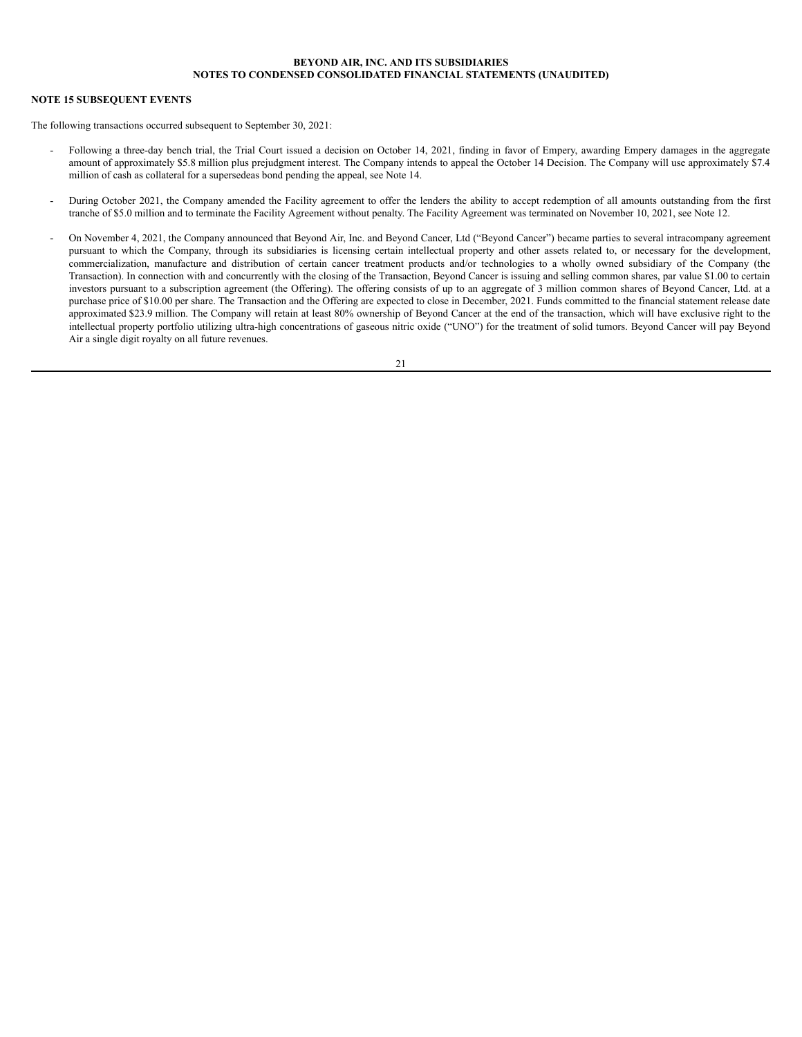## NOTE 15 SUBSEQUENT EVENTS

The following transactions occurred subsequent to September 30, 2021:

- Following a three-day bench trial, the Trial Court issued a decision on October 14, 2021, finding in favor of Empery, awarding Empery damages in the aggregate amount of approximately $5.8 million plus prejudgment interest. The Company intends to appeal the October 14 Decision. The Company will use approximately $7.4 million of cash as collateral for a supersedeas bond pending the appeal, see Note 14.

- During October 2021, the Company amended the Facility agreement to offer the lenders the ability to accept redemption of all amounts outstanding from the first tranche of $5.0 million and to terminate the Facility Agreement without penalty. The Facility Agreement was terminated on November 10, 2021, see Note 12.

- On November 4, 2021, the Company announced that Beyond Air, Inc. and Beyond Cancer, Ltd ("Beyond Cancer") became parties to several intracompany agreement pursuant to which the Company, through its subsidiaries is licensing certain intellectual property and other assets related to, or necessary for the development, commercialization, manufacture and distribution of certain cancer treatment products and/or technologies to a wholly owned subsidiary of the Company (the Transaction). In connection with and concurrently with the closing of the Transaction, Beyond Cancer is issuing and selling common shares, par value $1.00 to certain investors pursuant to a subscription agreement (the Offering). The offering consists of up to an aggregate of 3 million common shares of Beyond Cancer, Ltd. at a purchase price of $10.00 per share. The Transaction and the Offering are expected to close in December, 2021. Funds committed to the financial statement release date approximated $23.9 million. The Company will retain at least 80% ownership of Beyond Cancer at the end of the transaction, which will have exclusive right to the intellectual property portfolio utilizing ultra-high concentrations of gaseous nitric oxide ("UNO") for the treatment of solid tumors. Beyond Cancer will pay Beyond Air a single digit royalty on all future revenues.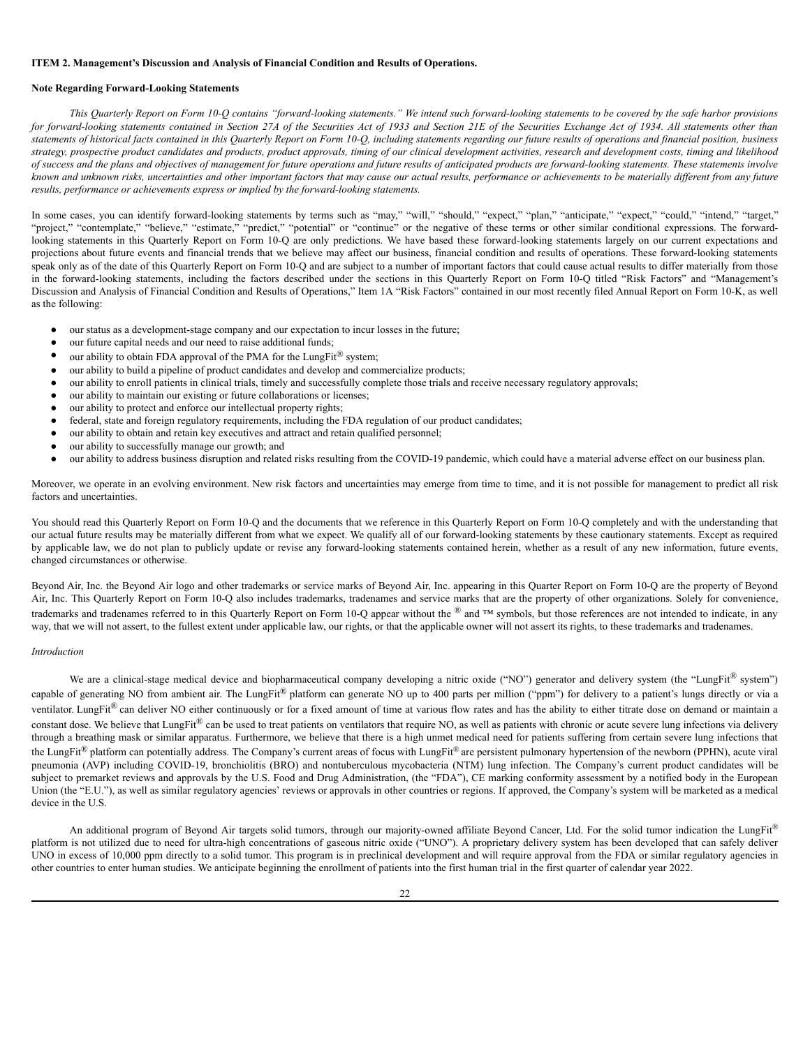**ITEM 2. Management's Discussion and Analysis of Financial Condition and Results of Operations.**

**Note Regarding Forward-Looking Statements**

*This Quarterly Report on Form 10-Q contains "forward-looking statements." We intend such forward-looking statements to be covered by the safe harbor provisions for forward-looking statements contained in Section 27A of the Securities Act of 1933 and Section 21E of the Securities Exchange Act of 1934. All statements other than statements of historical facts contained in this Quarterly Report on Form 10-Q, including statements regarding our future results of operations and financial position, business strategy, prospective product candidates and products, product approvals, timing of our clinical development activities, research and development costs, timing and likelihood of success and the plans and objectives of management for future operations and future results of anticipated products are forward-looking statements. These statements involve known and unknown risks, uncertainties and other important factors that may cause our actual results, performance or achievements to be materially different from any future results, performance or achievements express or implied by the forward-looking statements.*

In some cases, you can identify forward-looking statements by terms such as "may," "will," "should," "expect," "plan," "anticipate," "expect," "could," "intend," "target," "project," "contemplate," "believe," "estimate," "predict," "potential" or "continue" or the negative of these terms or other similar conditional expressions. The forward-looking statements in this Quarterly Report on Form 10-Q are only predictions. We have based these forward-looking statements largely on our current expectations and projections about future events and financial trends that we believe may affect our business, financial condition and results of operations. These forward-looking statements speak only as of the date of this Quarterly Report on Form 10-Q and are subject to a number of important factors that could cause actual results to differ materially from those in the forward-looking statements, including the factors described under the sections in this Quarterly Report on Form 10-Q titled "Risk Factors" and "Management's Discussion and Analysis of Financial Condition and Results of Operations," Item 1A "Risk Factors" contained in our most recently filed Annual Report on Form 10-K, as well as the following:

- our status as a development-stage company and our expectation to incur losses in the future;
- our future capital needs and our need to raise additional funds;
- our ability to obtain FDA approval of the PMA for the LungFit® system;
- our ability to build a pipeline of product candidates and develop and commercialize products;
- our ability to enroll patients in clinical trials, timely and successfully complete those trials and receive necessary regulatory approvals;
- our ability to maintain our existing or future collaborations or licenses;
- our ability to protect and enforce our intellectual property rights;
- federal, state and foreign regulatory requirements, including the FDA regulation of our product candidates;
- our ability to obtain and retain key executives and attract and retain qualified personnel;
- our ability to successfully manage our growth; and
- our ability to address business disruption and related risks resulting from the COVID-19 pandemic, which could have a material adverse effect on our business plan.

Moreover, we operate in an evolving environment. New risk factors and uncertainties may emerge from time to time, and it is not possible for management to predict all risk factors and uncertainties.

You should read this Quarterly Report on Form 10-Q and the documents that we reference in this Quarterly Report on Form 10-Q completely and with the understanding that our actual future results may be materially different from what we expect. We qualify all of our forward-looking statements by these cautionary statements. Except as required by applicable law, we do not plan to publicly update or revise any forward-looking statements contained herein, whether as a result of any new information, future events, changed circumstances or otherwise.

Beyond Air, Inc. the Beyond Air logo and other trademarks or service marks of Beyond Air, Inc. appearing in this Quarter Report on Form 10-Q are the property of Beyond Air, Inc. This Quarterly Report on Form 10-Q also includes trademarks, tradenames and service marks that are the property of other organizations. Solely for convenience, trademarks and tradenames referred to in this Quarterly Report on Form 10-Q appear without the ® and ™ symbols, but those references are not intended to indicate, in any way, that we will not assert, to the fullest extent under applicable law, our rights, or that the applicable owner will not assert its rights, to these trademarks and tradenames.

*Introduction*

We are a clinical-stage medical device and biopharmaceutical company developing a nitric oxide ("NO") generator and delivery system (the "LungFit® system") capable of generating NO from ambient air. The LungFit® platform can generate NO up to 400 parts per million ("ppm") for delivery to a patient's lungs directly or via a ventilator. LungFit® can deliver NO either continuously or for a fixed amount of time at various flow rates and has the ability to either titrate dose on demand or maintain a constant dose. We believe that LungFit® can be used to treat patients on ventilators that require NO, as well as patients with chronic or acute severe lung infections via delivery through a breathing mask or similar apparatus. Furthermore, we believe that there is a high unmet medical need for patients suffering from certain severe lung infections that the LungFit® platform can potentially address. The Company's current areas of focus with LungFit® are persistent pulmonary hypertension of the newborn (PPHN), acute viral pneumonia (AVP) including COVID-19, bronchiolitis (BRO) and nontuberculous mycobacteria (NTM) lung infection. The Company's current product candidates will be subject to premarket reviews and approvals by the U.S. Food and Drug Administration, (the "FDA"), CE marking conformity assessment by a notified body in the European Union (the "E.U."), as well as similar regulatory agencies' reviews or approvals in other countries or regions. If approved, the Company's system will be marketed as a medical device in the U.S.

An additional program of Beyond Air targets solid tumors, through our majority-owned affiliate Beyond Cancer, Ltd. For the solid tumor indication the LungFit® platform is not utilized due to need for ultra-high concentrations of gaseous nitric oxide ("UNO"). A proprietary delivery system has been developed that can safely deliver UNO in excess of 10,000 ppm directly to a solid tumor. This program is in preclinical development and will require approval from the FDA or similar regulatory agencies in other countries to enter human studies. We anticipate beginning the enrollment of patients into the first human trial in the first quarter of calendar year 2022.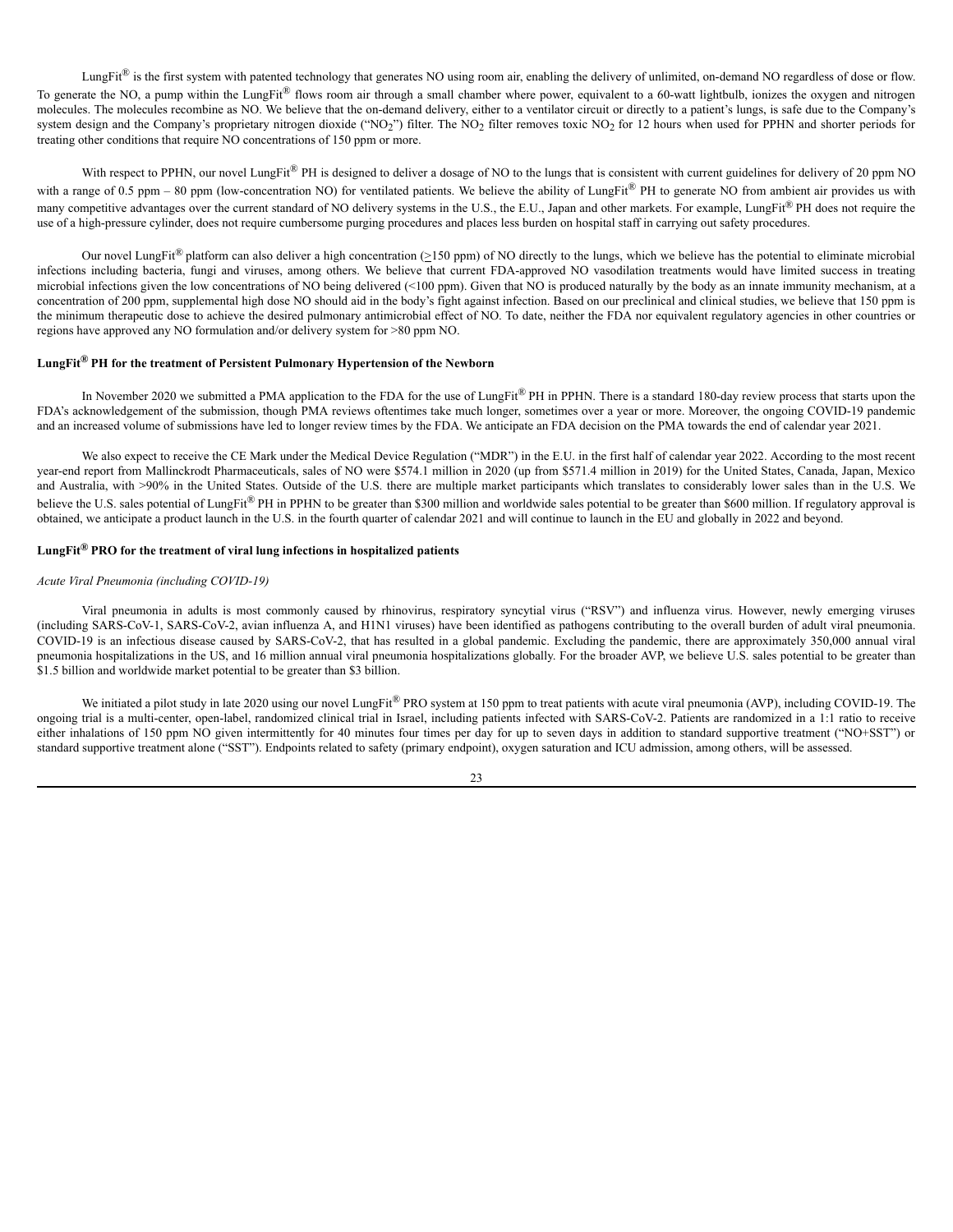LungFit® is the first system with patented technology that generates NO using room air, enabling the delivery of unlimited, on-demand NO regardless of dose or flow. To generate the NO, a pump within the LungFit® flows room air through a small chamber where power, equivalent to a 60-watt lightbulb, ionizes the oxygen and nitrogen molecules. The molecules recombine as NO. We believe that the on-demand delivery, either to a ventilator circuit or directly to a patient's lungs, is safe due to the Company's system design and the Company's proprietary nitrogen dioxide ("$NO_2$") filter. The $NO_2$ filter removes toxic $NO_2$ for 12 hours when used for PPHN and shorter periods for treating other conditions that require NO concentrations of 150 ppm or more.

With respect to PPHN, our novel LungFit® PH is designed to deliver a dosage of NO to the lungs that is consistent with current guidelines for delivery of 20 ppm NO with a range of 0.5 ppm – 80 ppm (low-concentration NO) for ventilated patients. We believe the ability of LungFit® PH to generate NO from ambient air provides us with many competitive advantages over the current standard of NO delivery systems in the U.S., the E.U., Japan and other markets. For example, LungFit® PH does not require the use of a high-pressure cylinder, does not require cumbersome purging procedures and places less burden on hospital staff in carrying out safety procedures.

Our novel LungFit® platform can also deliver a high concentration (≥150 ppm) of NO directly to the lungs, which we believe has the potential to eliminate microbial infections including bacteria, fungi and viruses, among others. We believe that current FDA-approved NO vasodilation treatments would have limited success in treating microbial infections given the low concentrations of NO being delivered (<100 ppm). Given that NO is produced naturally by the body as an innate immunity mechanism, at a concentration of 200 ppm, supplemental high dose NO should aid in the body's fight against infection. Based on our preclinical and clinical studies, we believe that 150 ppm is the minimum therapeutic dose to achieve the desired pulmonary antimicrobial effect of NO. To date, neither the FDA nor equivalent regulatory agencies in other countries or regions have approved any NO formulation and/or delivery system for >80 ppm NO.

**LungFit® PH for the treatment of Persistent Pulmonary Hypertension of the Newborn**

In November 2020 we submitted a PMA application to the FDA for the use of LungFit® PH in PPHN. There is a standard 180-day review process that starts upon the FDA's acknowledgement of the submission, though PMA reviews oftentimes take much longer, sometimes over a year or more. Moreover, the ongoing COVID-19 pandemic and an increased volume of submissions have led to longer review times by the FDA. We anticipate an FDA decision on the PMA towards the end of calendar year 2021.

We also expect to receive the CE Mark under the Medical Device Regulation ("MDR") in the E.U. in the first half of calendar year 2022. According to the most recent year-end report from Mallinckrodt Pharmaceuticals, sales of NO were $574.1 million in 2020 (up from $571.4 million in 2019) for the United States, Canada, Japan, Mexico and Australia, with >90% in the United States. Outside of the U.S. there are multiple market participants which translates to considerably lower sales than in the U.S. We believe the U.S. sales potential of LungFit® PH in PPHN to be greater than $300 million and worldwide sales potential to be greater than $600 million. If regulatory approval is obtained, we anticipate a product launch in the U.S. in the fourth quarter of calendar 2021 and will continue to launch in the EU and globally in 2022 and beyond.

**LungFit® PRO for the treatment of viral lung infections in hospitalized patients**

*Acute Viral Pneumonia (including COVID-19)*

Viral pneumonia in adults is most commonly caused by rhinovirus, respiratory syncytial virus ("RSV") and influenza virus. However, newly emerging viruses (including SARS-CoV-1, SARS-CoV-2, avian influenza A, and H1N1 viruses) have been identified as pathogens contributing to the overall burden of adult viral pneumonia. COVID-19 is an infectious disease caused by SARS-CoV-2, that has resulted in a global pandemic. Excluding the pandemic, there are approximately 350,000 annual viral pneumonia hospitalizations in the US, and 16 million annual viral pneumonia hospitalizations globally. For the broader AVP, we believe U.S. sales potential to be greater than $1.5 billion and worldwide market potential to be greater than $3 billion.

We initiated a pilot study in late 2020 using our novel LungFit® PRO system at 150 ppm to treat patients with acute viral pneumonia (AVP), including COVID-19. The ongoing trial is a multi-center, open-label, randomized clinical trial in Israel, including patients infected with SARS-CoV-2. Patients are randomized in a 1:1 ratio to receive either inhalations of 150 ppm NO given intermittently for 40 minutes four times per day for up to seven days in addition to standard supportive treatment ("NO+SST") or standard supportive treatment alone ("SST"). Endpoints related to safety (primary endpoint), oxygen saturation and ICU admission, among others, will be assessed.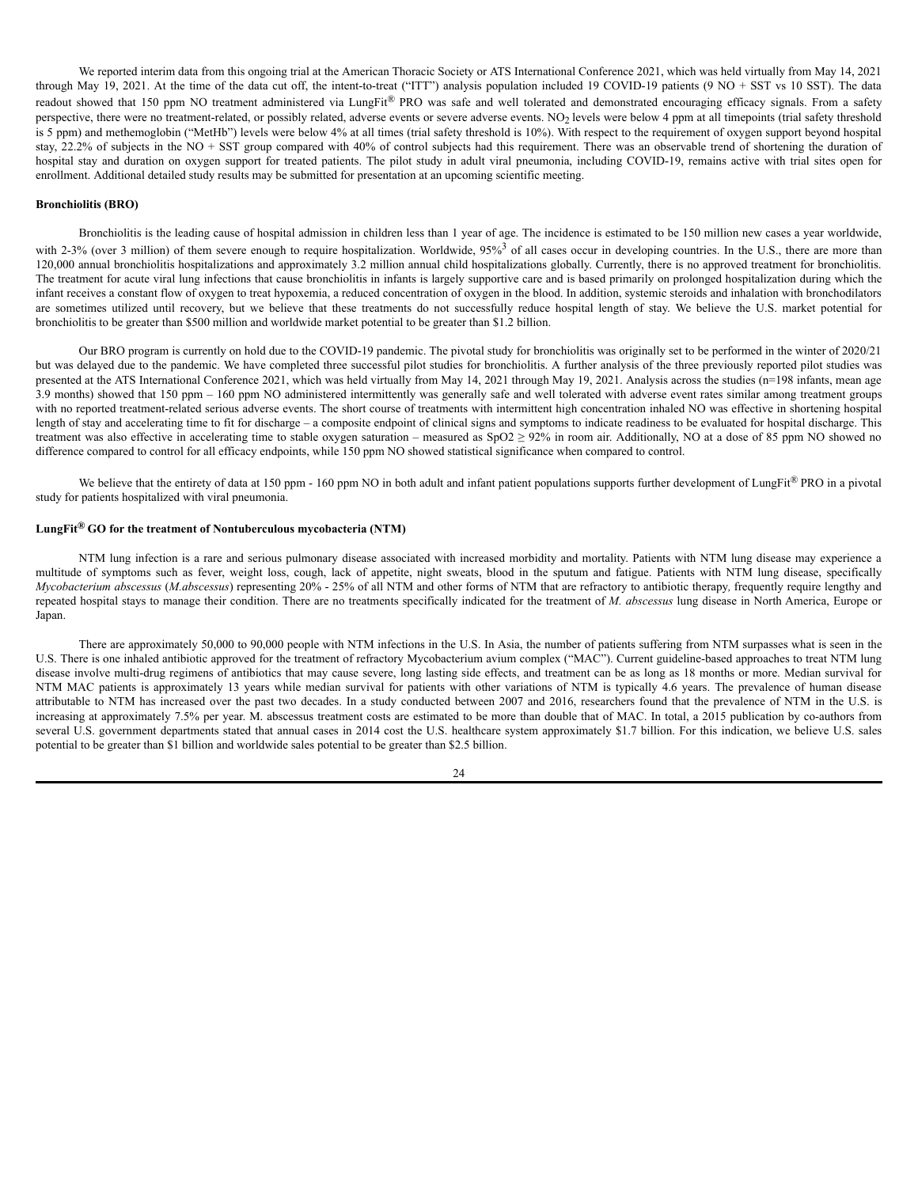We reported interim data from this ongoing trial at the American Thoracic Society or ATS International Conference 2021, which was held virtually from May 14, 2021 through May 19, 2021. At the time of the data cut off, the intent-to-treat ("ITT") analysis population included 19 COVID-19 patients (9 NO + SST vs 10 SST). The data readout showed that 150 ppm NO treatment administered via LungFit® PRO was safe and well tolerated and demonstrated encouraging efficacy signals. From a safety perspective, there were no treatment-related, or possibly related, adverse events or severe adverse events. $NO_2$ levels were below 4 ppm at all timepoints (trial safety threshold is 5 ppm) and methemoglobin ("MetHb") levels were below 4% at all times (trial safety threshold is 10%). With respect to the requirement of oxygen support beyond hospital stay, 22.2% of subjects in the NO + SST group compared with 40% of control subjects had this requirement. There was an observable trend of shortening the duration of hospital stay and duration on oxygen support for treated patients. The pilot study in adult viral pneumonia, including COVID-19, remains active with trial sites open for enrollment. Additional detailed study results may be submitted for presentation at an upcoming scientific meeting.

**Bronchiolitis (BRO)**

Bronchiolitis is the leading cause of hospital admission in children less than 1 year of age. The incidence is estimated to be 150 million new cases a year worldwide, with 2-3% (over 3 million) of them severe enough to require hospitalization. Worldwide, 95%[3] of all cases occur in developing countries. In the U.S., there are more than 120,000 annual bronchiolitis hospitalizations and approximately 3.2 million annual child hospitalizations globally. Currently, there is no approved treatment for bronchiolitis. The treatment for acute viral lung infections that cause bronchiolitis in infants is largely supportive care and is based primarily on prolonged hospitalization during which the infant receives a constant flow of oxygen to treat hypoxemia, a reduced concentration of oxygen in the blood. In addition, systemic steroids and inhalation with bronchodilators are sometimes utilized until recovery, but we believe that these treatments do not successfully reduce hospital length of stay. We believe the U.S. market potential for bronchiolitis to be greater than $500 million and worldwide market potential to be greater than $1.2 billion.

Our BRO program is currently on hold due to the COVID-19 pandemic. The pivotal study for bronchiolitis was originally set to be performed in the winter of 2020/21 but was delayed due to the pandemic. We have completed three successful pilot studies for bronchiolitis. A further analysis of the three previously reported pilot studies was presented at the ATS International Conference 2021, which was held virtually from May 14, 2021 through May 19, 2021. Analysis across the studies (n=198 infants, mean age 3.9 months) showed that 150 ppm – 160 ppm NO administered intermittently was generally safe and well tolerated with adverse event rates similar among treatment groups with no reported treatment-related serious adverse events. The short course of treatments with intermittent high concentration inhaled NO was effective in shortening hospital length of stay and accelerating time to fit for discharge – a composite endpoint of clinical signs and symptoms to indicate readiness to be evaluated for hospital discharge. This treatment was also effective in accelerating time to stable oxygen saturation – measured as $SpO2 \geq 92\%$ in room air. Additionally, NO at a dose of 85 ppm NO showed no difference compared to control for all efficacy endpoints, while 150 ppm NO showed statistical significance when compared to control.

We believe that the entirety of data at 150 ppm - 160 ppm NO in both adult and infant patient populations supports further development of LungFit® PRO in a pivotal study for patients hospitalized with viral pneumonia.

**LungFit® GO for the treatment of Nontuberculous mycobacteria (NTM)**

NTM lung infection is a rare and serious pulmonary disease associated with increased morbidity and mortality. Patients with NTM lung disease may experience a multitude of symptoms such as fever, weight loss, cough, lack of appetite, night sweats, blood in the sputum and fatigue. Patients with NTM lung disease, specifically *Mycobacterium abscessus* (*M.abscessus*) representing 20% - 25% of all NTM and other forms of NTM that are refractory to antibiotic therapy, frequently require lengthy and repeated hospital stays to manage their condition. There are no treatments specifically indicated for the treatment of *M. abscessus* lung disease in North America, Europe or Japan.

There are approximately 50,000 to 90,000 people with NTM infections in the U.S. In Asia, the number of patients suffering from NTM surpasses what is seen in the U.S. There is one inhaled antibiotic approved for the treatment of refractory Mycobacterium avium complex ("MAC"). Current guideline-based approaches to treat NTM lung disease involve multi-drug regimens of antibiotics that may cause severe, long lasting side effects, and treatment can be as long as 18 months or more. Median survival for NTM MAC patients is approximately 13 years while median survival for patients with other variations of NTM is typically 4.6 years. The prevalence of human disease attributable to NTM has increased over the past two decades. In a study conducted between 2007 and 2016, researchers found that the prevalence of NTM in the U.S. is increasing at approximately 7.5% per year. M. abscessus treatment costs are estimated to be more than double that of MAC. In total, a 2015 publication by co-authors from several U.S. government departments stated that annual cases in 2014 cost the U.S. healthcare system approximately $1.7 billion. For this indication, we believe U.S. sales potential to be greater than $1 billion and worldwide sales potential to be greater than $2.5 billion.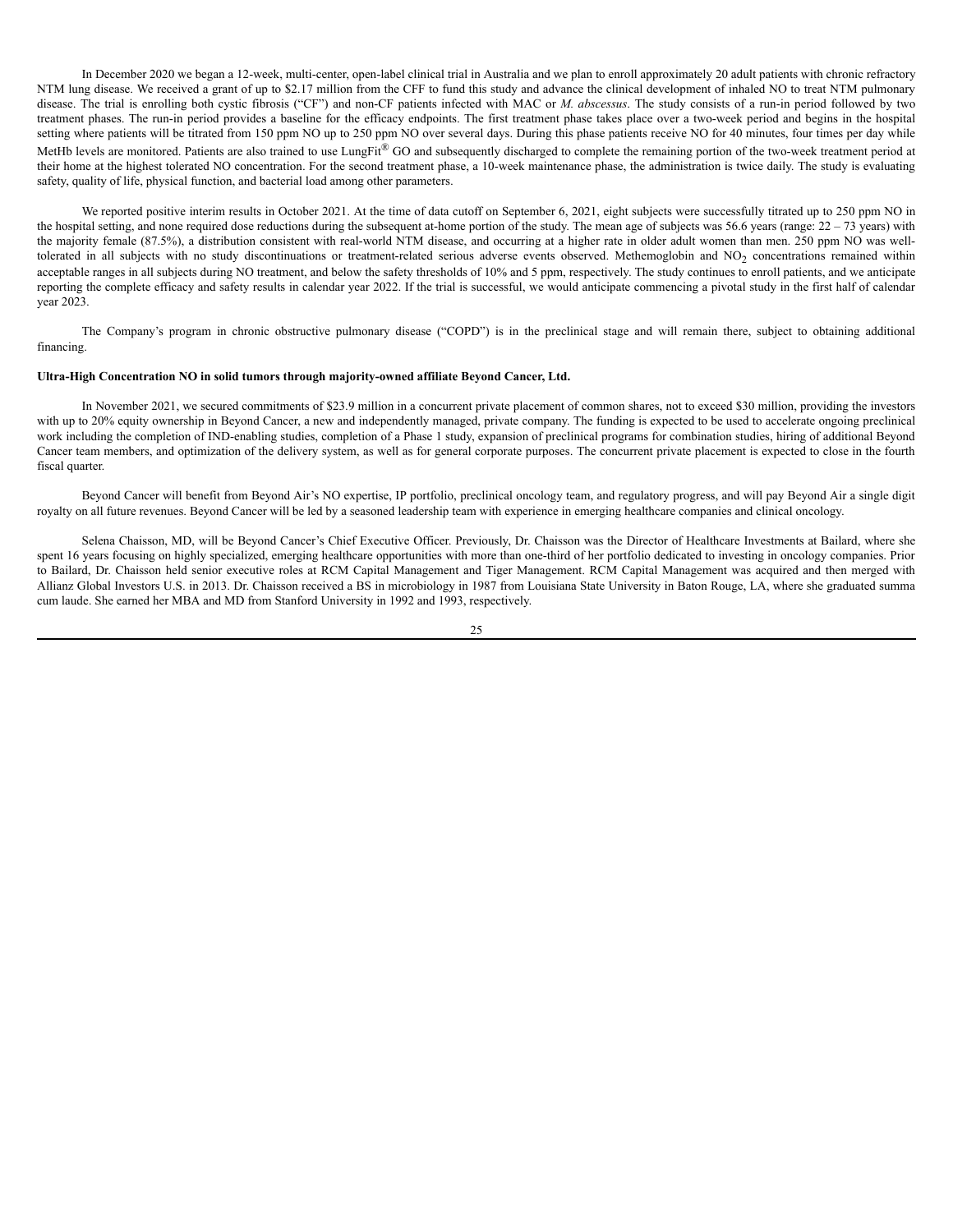In December 2020 we began a 12-week, multi-center, open-label clinical trial in Australia and we plan to enroll approximately 20 adult patients with chronic refractory NTM lung disease. We received a grant of up to $2.17 million from the CFF to fund this study and advance the clinical development of inhaled NO to treat NTM pulmonary disease. The trial is enrolling both cystic fibrosis ("CF") and non-CF patients infected with MAC or *M. abscessus*. The study consists of a run-in period followed by two treatment phases. The run-in period provides a baseline for the efficacy endpoints. The first treatment phase takes place over a two-week period and begins in the hospital setting where patients will be titrated from 150 ppm NO up to 250 ppm NO over several days. During this phase patients receive NO for 40 minutes, four times per day while MetHb levels are monitored. Patients are also trained to use LungFit® GO and subsequently discharged to complete the remaining portion of the two-week treatment period at their home at the highest tolerated NO concentration. For the second treatment phase, a 10-week maintenance phase, the administration is twice daily. The study is evaluating safety, quality of life, physical function, and bacterial load among other parameters.

We reported positive interim results in October 2021. At the time of data cutoff on September 6, 2021, eight subjects were successfully titrated up to 250 ppm NO in the hospital setting, and none required dose reductions during the subsequent at-home portion of the study. The mean age of subjects was 56.6 years (range: 22 – 73 years) with the majority female (87.5%), a distribution consistent with real-world NTM disease, and occurring at a higher rate in older adult women than men. 250 ppm NO was well-tolerated in all subjects with no study discontinuations or treatment-related serious adverse events observed. Methemoglobin and $NO_2$ concentrations remained within acceptable ranges in all subjects during NO treatment, and below the safety thresholds of 10% and 5 ppm, respectively. The study continues to enroll patients, and we anticipate reporting the complete efficacy and safety results in calendar year 2022. If the trial is successful, we would anticipate commencing a pivotal study in the first half of calendar year 2023.

The Company's program in chronic obstructive pulmonary disease ("COPD") is in the preclinical stage and will remain there, subject to obtaining additional financing.

**Ultra-High Concentration NO in solid tumors through majority-owned affiliate Beyond Cancer, Ltd.**

In November 2021, we secured commitments of $23.9 million in a concurrent private placement of common shares, not to exceed $30 million, providing the investors with up to 20% equity ownership in Beyond Cancer, a new and independently managed, private company. The funding is expected to be used to accelerate ongoing preclinical work including the completion of IND-enabling studies, completion of a Phase 1 study, expansion of preclinical programs for combination studies, hiring of additional Beyond Cancer team members, and optimization of the delivery system, as well as for general corporate purposes. The concurrent private placement is expected to close in the fourth fiscal quarter.

Beyond Cancer will benefit from Beyond Air's NO expertise, IP portfolio, preclinical oncology team, and regulatory progress, and will pay Beyond Air a single digit royalty on all future revenues. Beyond Cancer will be led by a seasoned leadership team with experience in emerging healthcare companies and clinical oncology.

Selena Chaisson, MD, will be Beyond Cancer's Chief Executive Officer. Previously, Dr. Chaisson was the Director of Healthcare Investments at Bailard, where she spent 16 years focusing on highly specialized, emerging healthcare opportunities with more than one-third of her portfolio dedicated to investing in oncology companies. Prior to Bailard, Dr. Chaisson held senior executive roles at RCM Capital Management and Tiger Management. RCM Capital Management was acquired and then merged with Allianz Global Investors U.S. in 2013. Dr. Chaisson received a BS in microbiology in 1987 from Louisiana State University in Baton Rouge, LA, where she graduated summa cum laude. She earned her MBA and MD from Stanford University in 1992 and 1993, respectively.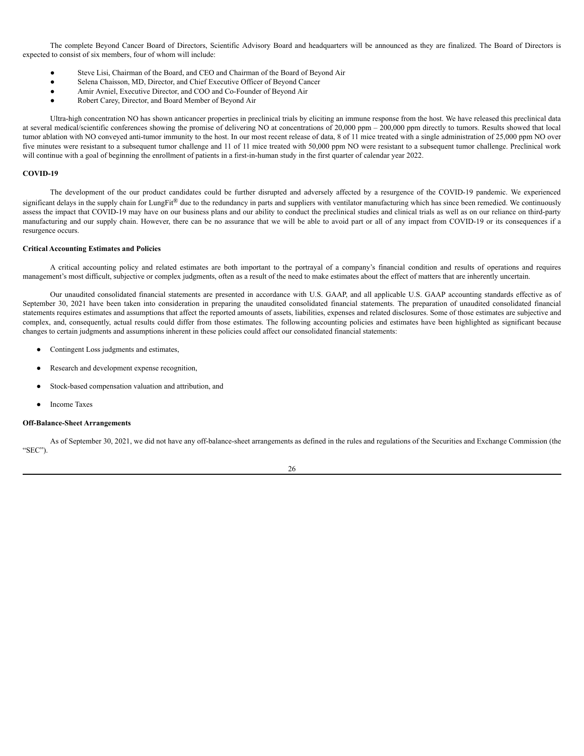The complete Beyond Cancer Board of Directors, Scientific Advisory Board and headquarters will be announced as they are finalized. The Board of Directors is expected to consist of six members, four of whom will include:

- Steve Lisi, Chairman of the Board, and CEO and Chairman of the Board of Beyond Air
- Selena Chaisson, MD, Director, and Chief Executive Officer of Beyond Cancer
- Amir Avniel, Executive Director, and COO and Co-Founder of Beyond Air
- Robert Carey, Director, and Board Member of Beyond Air

Ultra-high concentration NO has shown anticancer properties in preclinical trials by eliciting an immune response from the host. We have released this preclinical data at several medical/scientific conferences showing the promise of delivering NO at concentrations of 20,000 ppm – 200,000 ppm directly to tumors. Results showed that local tumor ablation with NO conveyed anti-tumor immunity to the host. In our most recent release of data, 8 of 11 mice treated with a single administration of 25,000 ppm NO over five minutes were resistant to a subsequent tumor challenge and 11 of 11 mice treated with 50,000 ppm NO were resistant to a subsequent tumor challenge. Preclinical work will continue with a goal of beginning the enrollment of patients in a first-in-human study in the first quarter of calendar year 2022.

**COVID-19**

The development of the our product candidates could be further disrupted and adversely affected by a resurgence of the COVID-19 pandemic. We experienced significant delays in the supply chain for LungFit® due to the redundancy in parts and suppliers with ventilator manufacturing which has since been remedied. We continuously assess the impact that COVID-19 may have on our business plans and our ability to conduct the preclinical studies and clinical trials as well as on our reliance on third-party manufacturing and our supply chain. However, there can be no assurance that we will be able to avoid part or all of any impact from COVID-19 or its consequences if a resurgence occurs.

**Critical Accounting Estimates and Policies**

A critical accounting policy and related estimates are both important to the portrayal of a company's financial condition and results of operations and requires management's most difficult, subjective or complex judgments, often as a result of the need to make estimates about the effect of matters that are inherently uncertain.

Our unaudited consolidated financial statements are presented in accordance with U.S. GAAP, and all applicable U.S. GAAP accounting standards effective as of September 30, 2021 have been taken into consideration in preparing the unaudited consolidated financial statements. The preparation of unaudited consolidated financial statements requires estimates and assumptions that affect the reported amounts of assets, liabilities, expenses and related disclosures. Some of those estimates are subjective and complex, and, consequently, actual results could differ from those estimates. The following accounting policies and estimates have been highlighted as significant because changes to certain judgments and assumptions inherent in these policies could affect our consolidated financial statements:

- Contingent Loss judgments and estimates,
- Research and development expense recognition,
- Stock-based compensation valuation and attribution, and
- Income Taxes

**Off-Balance-Sheet Arrangements**

As of September 30, 2021, we did not have any off-balance-sheet arrangements as defined in the rules and regulations of the Securities and Exchange Commission (the "SEC").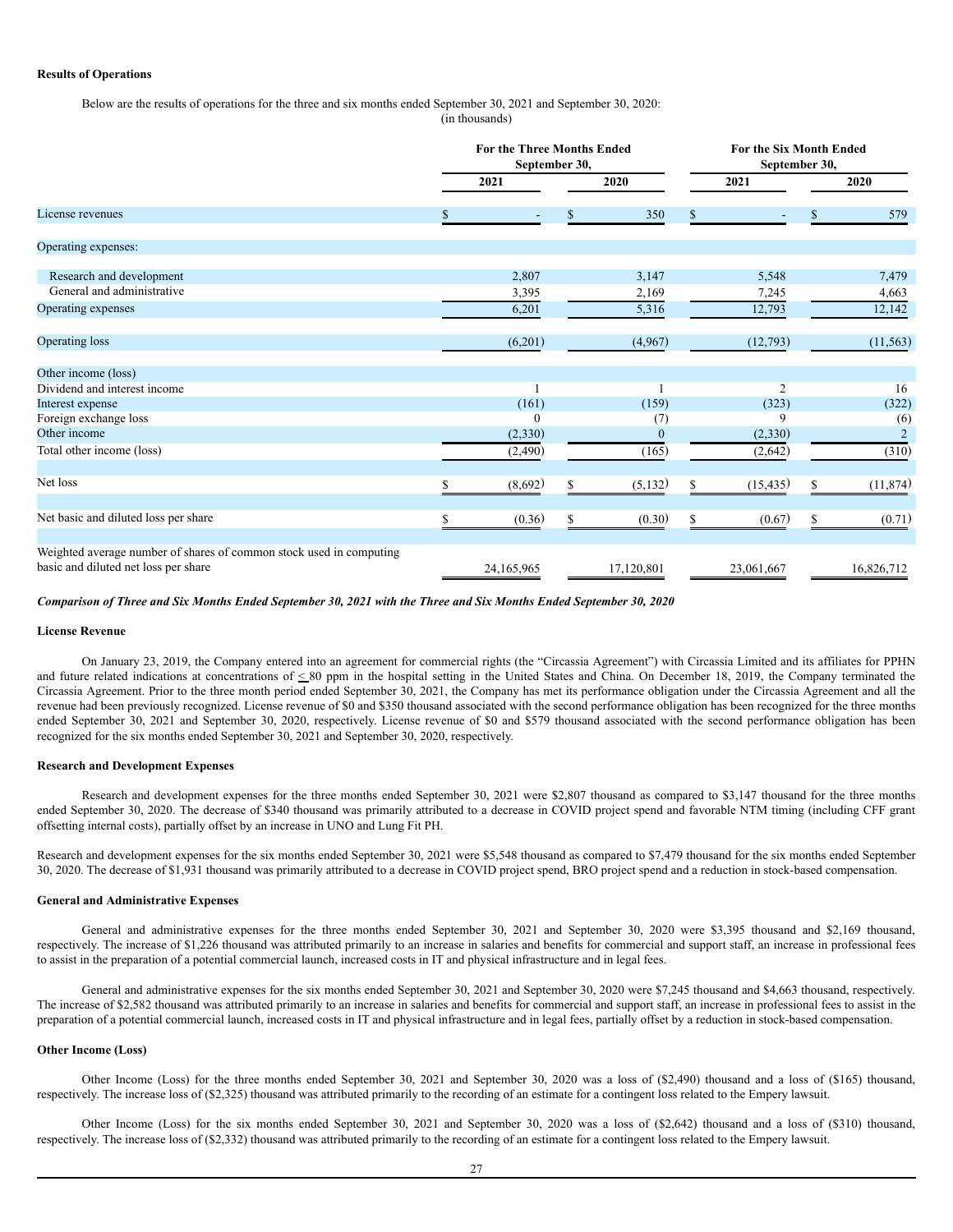**Results of Operations**

Below are the results of operations for the three and six months ended September 30, 2021 and September 30, 2020:

(in thousands)

| | For the Three Months Ended September 30, | | For the Six Month Ended September 30, | |
|---|---|---|---|---|
| | 2021 | 2020 | 2021 | 2020 |
| License revenues | $ - | $ 350 | $ - | $ 579 |
| Operating expenses: | | | | |
| Research and development | 2,807 | 3,147 | 5,548 | 7,479 |
| General and administrative | 3,395 | 2,169 | 7,245 | 4,663 |
| Operating expenses | 6,201 | 5,316 | 12,793 | 12,142 |
| Operating loss | (6,201) | (4,967) | (12,793) | (11,563) |
| Other income (loss) | | | | |
| Dividend and interest income | 1 | 1 | 2 | 16 |
| Interest expense | (161) | (159) | (323) | (322) |
| Foreign exchange loss | 0 | (7) | 9 | (6) |
| Other income | (2,330) | 0 | (2,330) | 2 |
| Total other income (loss) | (2,490) | (165) | (2,642) | (310) |
| Net loss | $ (8,692) | $ (5,132) | $ (15,435) | $ (11,874) |
| Net basic and diluted loss per share | $ (0.36) | $ (0.30) | $ (0.67) | $ (0.71) |
| Weighted average number of shares of common stock used in computing basic and diluted net loss per share | 24,165,965 | 17,120,801 | 23,061,667 | 16,826,712 |

***Comparison of Three and Six Months Ended September 30, 2021 with the Three and Six Months Ended September 30, 2020***

**License Revenue**

On January 23, 2019, the Company entered into an agreement for commercial rights (the "Circassia Agreement") with Circassia Limited and its affiliates for PPHN and future related indications at concentrations of ≤ 80 ppm in the hospital setting in the United States and China. On December 18, 2019, the Company terminated the Circassia Agreement. Prior to the three month period ended September 30, 2021, the Company has met its performance obligation under the Circassia Agreement and all the revenue had been previously recognized. License revenue of $0 and $350 thousand associated with the second performance obligation has been recognized for the three months ended September 30, 2021 and September 30, 2020, respectively. License revenue of $0 and $579 thousand associated with the second performance obligation has been recognized for the six months ended September 30, 2021 and September 30, 2020, respectively.

**Research and Development Expenses**

Research and development expenses for the three months ended September 30, 2021 were $2,807 thousand as compared to $3,147 thousand for the three months ended September 30, 2020. The decrease of $340 thousand was primarily attributed to a decrease in COVID project spend and favorable NTM timing (including CFF grant offsetting internal costs), partially offset by an increase in UNO and Lung Fit PH.

Research and development expenses for the six months ended September 30, 2021 were $5,548 thousand as compared to $7,479 thousand for the six months ended September 30, 2020. The decrease of $1,931 thousand was primarily attributed to a decrease in COVID project spend, BRO project spend and a reduction in stock-based compensation.

**General and Administrative Expenses**

General and administrative expenses for the three months ended September 30, 2021 and September 30, 2020 were $3,395 thousand and $2,169 thousand, respectively. The increase of $1,226 thousand was attributed primarily to an increase in salaries and benefits for commercial and support staff, an increase in professional fees to assist in the preparation of a potential commercial launch, increased costs in IT and physical infrastructure and in legal fees.

General and administrative expenses for the six months ended September 30, 2021 and September 30, 2020 were $7,245 thousand and $4,663 thousand, respectively. The increase of $2,582 thousand was attributed primarily to an increase in salaries and benefits for commercial and support staff, an increase in professional fees to assist in the preparation of a potential commercial launch, increased costs in IT and physical infrastructure and in legal fees, partially offset by a reduction in stock-based compensation.

**Other Income (Loss)**

Other Income (Loss) for the three months ended September 30, 2021 and September 30, 2020 was a loss of ($2,490) thousand and a loss of ($165) thousand, respectively. The increase loss of ($2,325) thousand was attributed primarily to the recording of an estimate for a contingent loss related to the Empery lawsuit.

Other Income (Loss) for the six months ended September 30, 2021 and September 30, 2020 was a loss of ($2,642) thousand and a loss of ($310) thousand, respectively. The increase loss of ($2,332) thousand was attributed primarily to the recording of an estimate for a contingent loss related to the Empery lawsuit.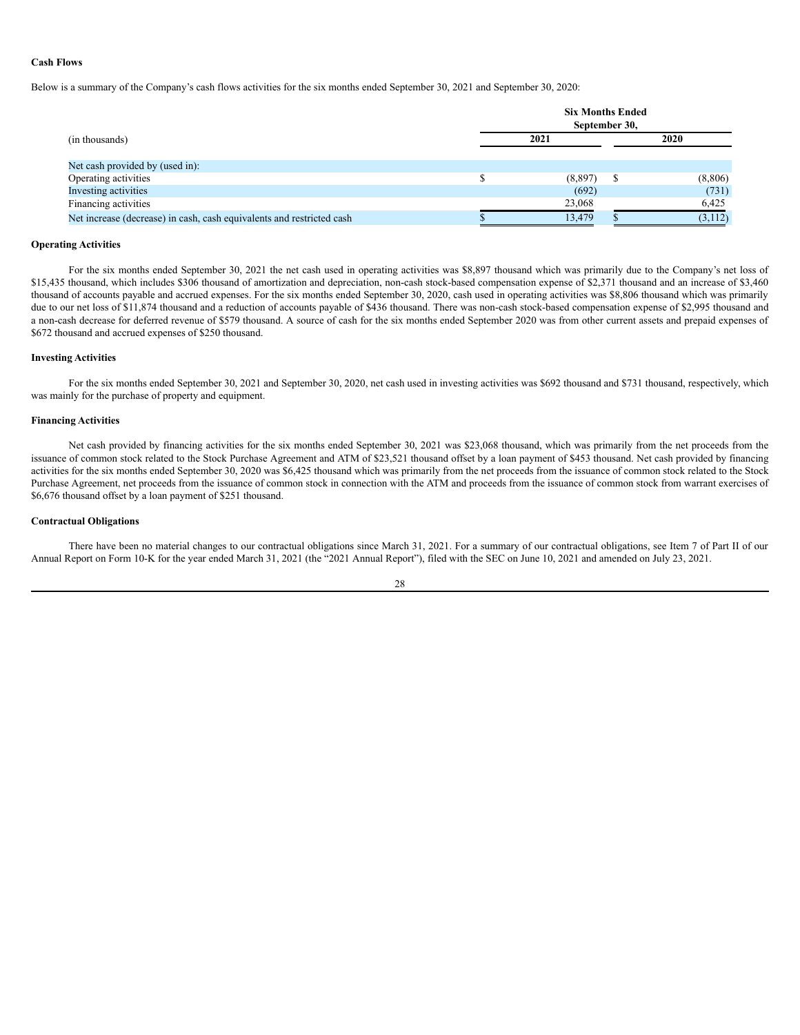**Cash Flows**

Below is a summary of the Company's cash flows activities for the six months ended September 30, 2021 and September 30, 2020:

| | Six Months Ended September 30, | |
|---|---|---|
| (in thousands) | 2021 | 2020 |
| Net cash provided by (used in): | | |
| Operating activities | $ (8,897) | $ (8,806) |
| Investing activities | (692) | (731) |
| Financing activities | 23,068 | 6,425 |
| Net increase (decrease) in cash, cash equivalents and restricted cash | $ 13,479 | $ (3,112) |

**Operating Activities**

For the six months ended September 30, 2021 the net cash used in operating activities was $8,897 thousand which was primarily due to the Company's net loss of $15,435 thousand, which includes $306 thousand of amortization and depreciation, non-cash stock-based compensation expense of $2,371 thousand and an increase of $3,460 thousand of accounts payable and accrued expenses. For the six months ended September 30, 2020, cash used in operating activities was $8,806 thousand which was primarily due to our net loss of $11,874 thousand and a reduction of accounts payable of $436 thousand. There was non-cash stock-based compensation expense of $2,995 thousand and a non-cash decrease for deferred revenue of $579 thousand. A source of cash for the six months ended September 2020 was from other current assets and prepaid expenses of $672 thousand and accrued expenses of $250 thousand.

**Investing Activities**

For the six months ended September 30, 2021 and September 30, 2020, net cash used in investing activities was $692 thousand and $731 thousand, respectively, which was mainly for the purchase of property and equipment.

**Financing Activities**

Net cash provided by financing activities for the six months ended September 30, 2021 was $23,068 thousand, which was primarily from the net proceeds from the issuance of common stock related to the Stock Purchase Agreement and ATM of $23,521 thousand offset by a loan payment of $453 thousand. Net cash provided by financing activities for the six months ended September 30, 2020 was $6,425 thousand which was primarily from the net proceeds from the issuance of common stock related to the Stock Purchase Agreement, net proceeds from the issuance of common stock in connection with the ATM and proceeds from the issuance of common stock from warrant exercises of $6,676 thousand offset by a loan payment of $251 thousand.

**Contractual Obligations**

There have been no material changes to our contractual obligations since March 31, 2021. For a summary of our contractual obligations, see Item 7 of Part II of our Annual Report on Form 10-K for the year ended March 31, 2021 (the "2021 Annual Report"), filed with the SEC on June 10, 2021 and amended on July 23, 2021.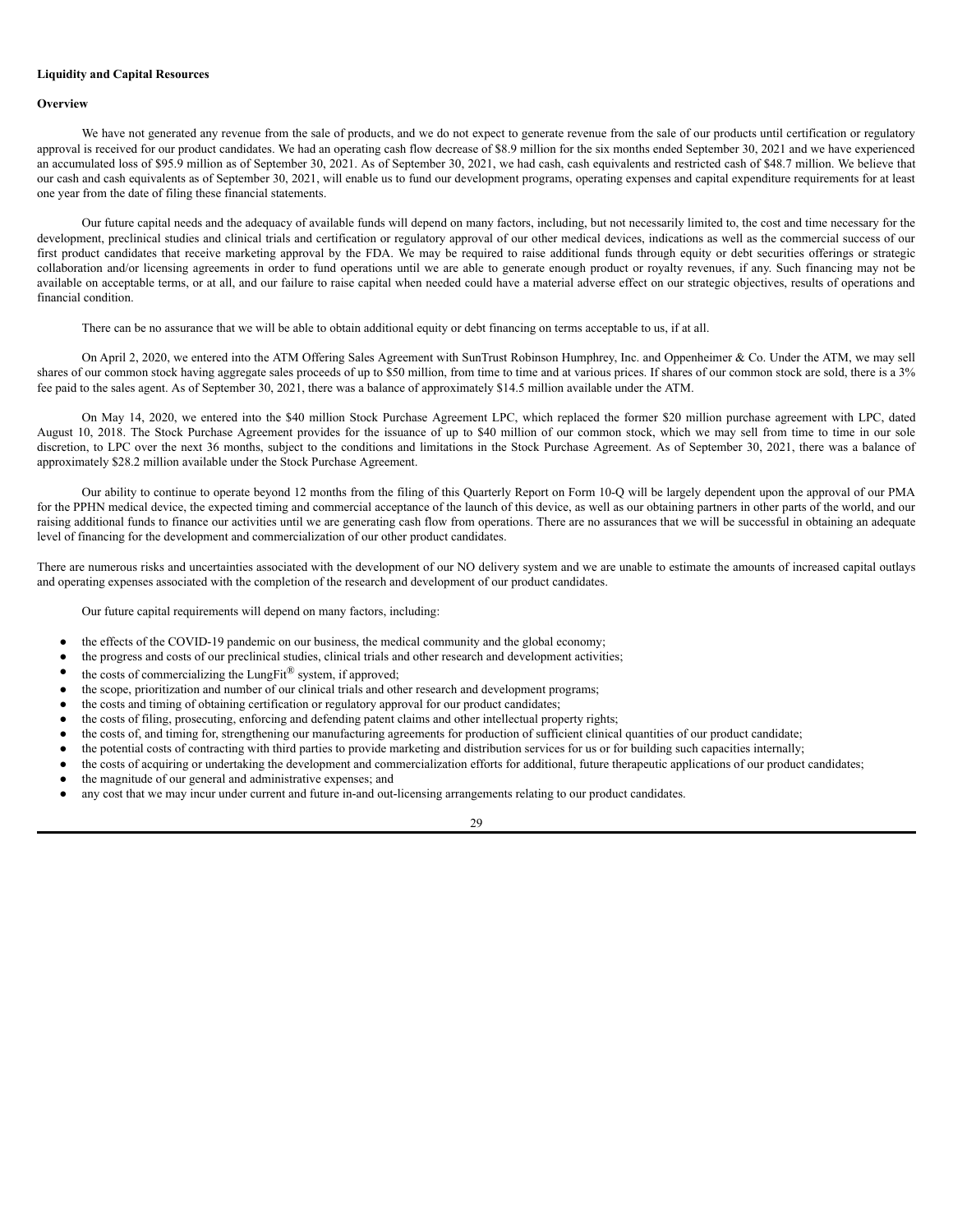**Liquidity and Capital Resources**

**Overview**

We have not generated any revenue from the sale of products, and we do not expect to generate revenue from the sale of our products until certification or regulatory approval is received for our product candidates. We had an operating cash flow decrease of $8.9 million for the six months ended September 30, 2021 and we have experienced an accumulated loss of $95.9 million as of September 30, 2021. As of September 30, 2021, we had cash, cash equivalents and restricted cash of $48.7 million. We believe that our cash and cash equivalents as of September 30, 2021, will enable us to fund our development programs, operating expenses and capital expenditure requirements for at least one year from the date of filing these financial statements.

Our future capital needs and the adequacy of available funds will depend on many factors, including, but not necessarily limited to, the cost and time necessary for the development, preclinical studies and clinical trials and certification or regulatory approval of our other medical devices, indications as well as the commercial success of our first product candidates that receive marketing approval by the FDA. We may be required to raise additional funds through equity or debt securities offerings or strategic collaboration and/or licensing agreements in order to fund operations until we are able to generate enough product or royalty revenues, if any. Such financing may not be available on acceptable terms, or at all, and our failure to raise capital when needed could have a material adverse effect on our strategic objectives, results of operations and financial condition.

There can be no assurance that we will be able to obtain additional equity or debt financing on terms acceptable to us, if at all.

On April 2, 2020, we entered into the ATM Offering Sales Agreement with SunTrust Robinson Humphrey, Inc. and Oppenheimer & Co. Under the ATM, we may sell shares of our common stock having aggregate sales proceeds of up to $50 million, from time to time and at various prices. If shares of our common stock are sold, there is a 3% fee paid to the sales agent. As of September 30, 2021, there was a balance of approximately $14.5 million available under the ATM.

On May 14, 2020, we entered into the $40 million Stock Purchase Agreement LPC, which replaced the former $20 million purchase agreement with LPC, dated August 10, 2018. The Stock Purchase Agreement provides for the issuance of up to $40 million of our common stock, which we may sell from time to time in our sole discretion, to LPC over the next 36 months, subject to the conditions and limitations in the Stock Purchase Agreement. As of September 30, 2021, there was a balance of approximately $28.2 million available under the Stock Purchase Agreement.

Our ability to continue to operate beyond 12 months from the filing of this Quarterly Report on Form 10-Q will be largely dependent upon the approval of our PMA for the PPHN medical device, the expected timing and commercial acceptance of the launch of this device, as well as our obtaining partners in other parts of the world, and our raising additional funds to finance our activities until we are generating cash flow from operations. There are no assurances that we will be successful in obtaining an adequate level of financing for the development and commercialization of our other product candidates.

There are numerous risks and uncertainties associated with the development of our NO delivery system and we are unable to estimate the amounts of increased capital outlays and operating expenses associated with the completion of the research and development of our product candidates.

Our future capital requirements will depend on many factors, including:

- the effects of the COVID-19 pandemic on our business, the medical community and the global economy;
- the progress and costs of our preclinical studies, clinical trials and other research and development activities;
- the costs of commercializing the LungFit® system, if approved;
- the scope, prioritization and number of our clinical trials and other research and development programs;
- the costs and timing of obtaining certification or regulatory approval for our product candidates;
- the costs of filing, prosecuting, enforcing and defending patent claims and other intellectual property rights;
- the costs of, and timing for, strengthening our manufacturing agreements for production of sufficient clinical quantities of our product candidate;
- the potential costs of contracting with third parties to provide marketing and distribution services for us or for building such capacities internally;
- the costs of acquiring or undertaking the development and commercialization efforts for additional, future therapeutic applications of our product candidates;
- the magnitude of our general and administrative expenses; and
- any cost that we may incur under current and future in-and out-licensing arrangements relating to our product candidates.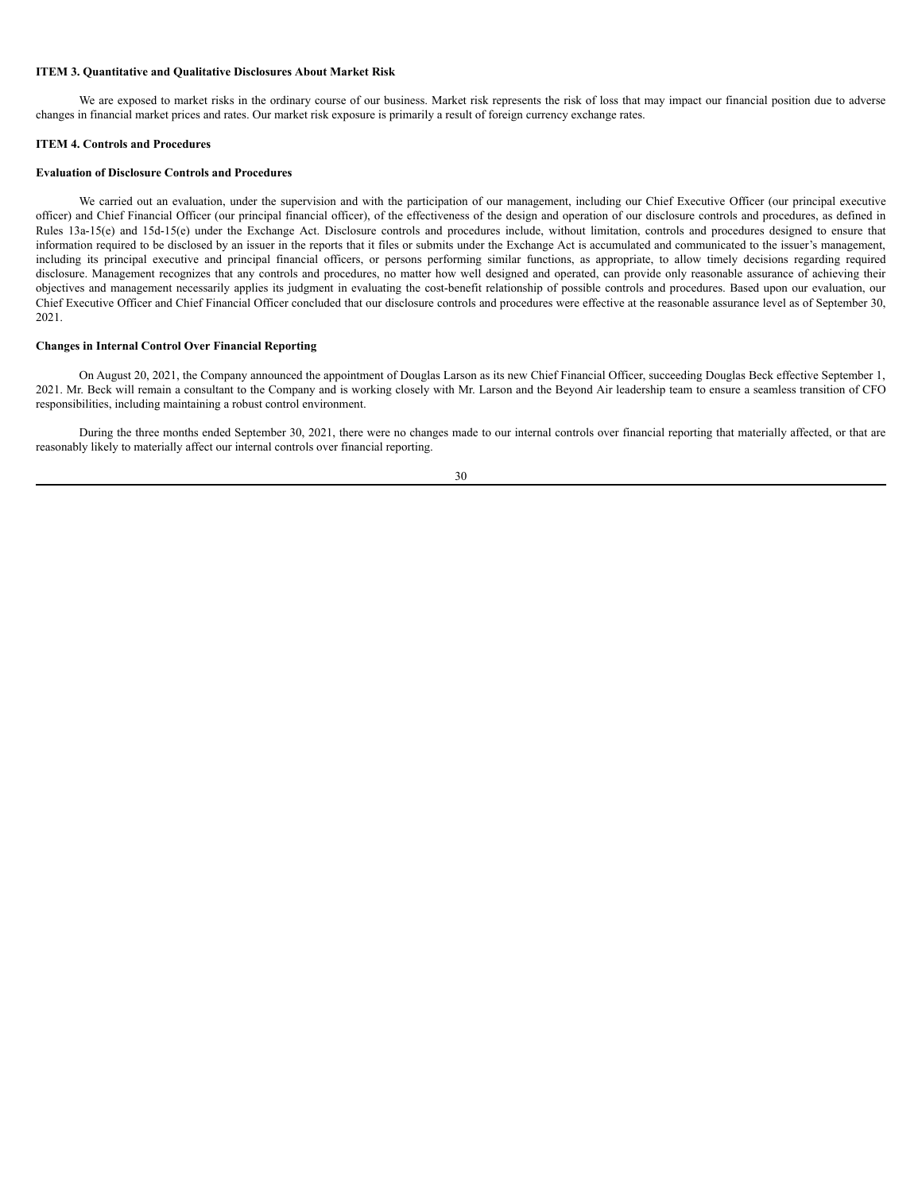**ITEM 3. Quantitative and Qualitative Disclosures About Market Risk**

We are exposed to market risks in the ordinary course of our business. Market risk represents the risk of loss that may impact our financial position due to adverse changes in financial market prices and rates. Our market risk exposure is primarily a result of foreign currency exchange rates.

**ITEM 4. Controls and Procedures**

**Evaluation of Disclosure Controls and Procedures**

We carried out an evaluation, under the supervision and with the participation of our management, including our Chief Executive Officer (our principal executive officer) and Chief Financial Officer (our principal financial officer), of the effectiveness of the design and operation of our disclosure controls and procedures, as defined in Rules 13a-15(e) and 15d-15(e) under the Exchange Act. Disclosure controls and procedures include, without limitation, controls and procedures designed to ensure that information required to be disclosed by an issuer in the reports that it files or submits under the Exchange Act is accumulated and communicated to the issuer's management, including its principal executive and principal financial officers, or persons performing similar functions, as appropriate, to allow timely decisions regarding required disclosure. Management recognizes that any controls and procedures, no matter how well designed and operated, can provide only reasonable assurance of achieving their objectives and management necessarily applies its judgment in evaluating the cost-benefit relationship of possible controls and procedures. Based upon our evaluation, our Chief Executive Officer and Chief Financial Officer concluded that our disclosure controls and procedures were effective at the reasonable assurance level as of September 30, 2021.

**Changes in Internal Control Over Financial Reporting**

On August 20, 2021, the Company announced the appointment of Douglas Larson as its new Chief Financial Officer, succeeding Douglas Beck effective September 1, 2021. Mr. Beck will remain a consultant to the Company and is working closely with Mr. Larson and the Beyond Air leadership team to ensure a seamless transition of CFO responsibilities, including maintaining a robust control environment.

During the three months ended September 30, 2021, there were no changes made to our internal controls over financial reporting that materially affected, or that are reasonably likely to materially affect our internal controls over financial reporting.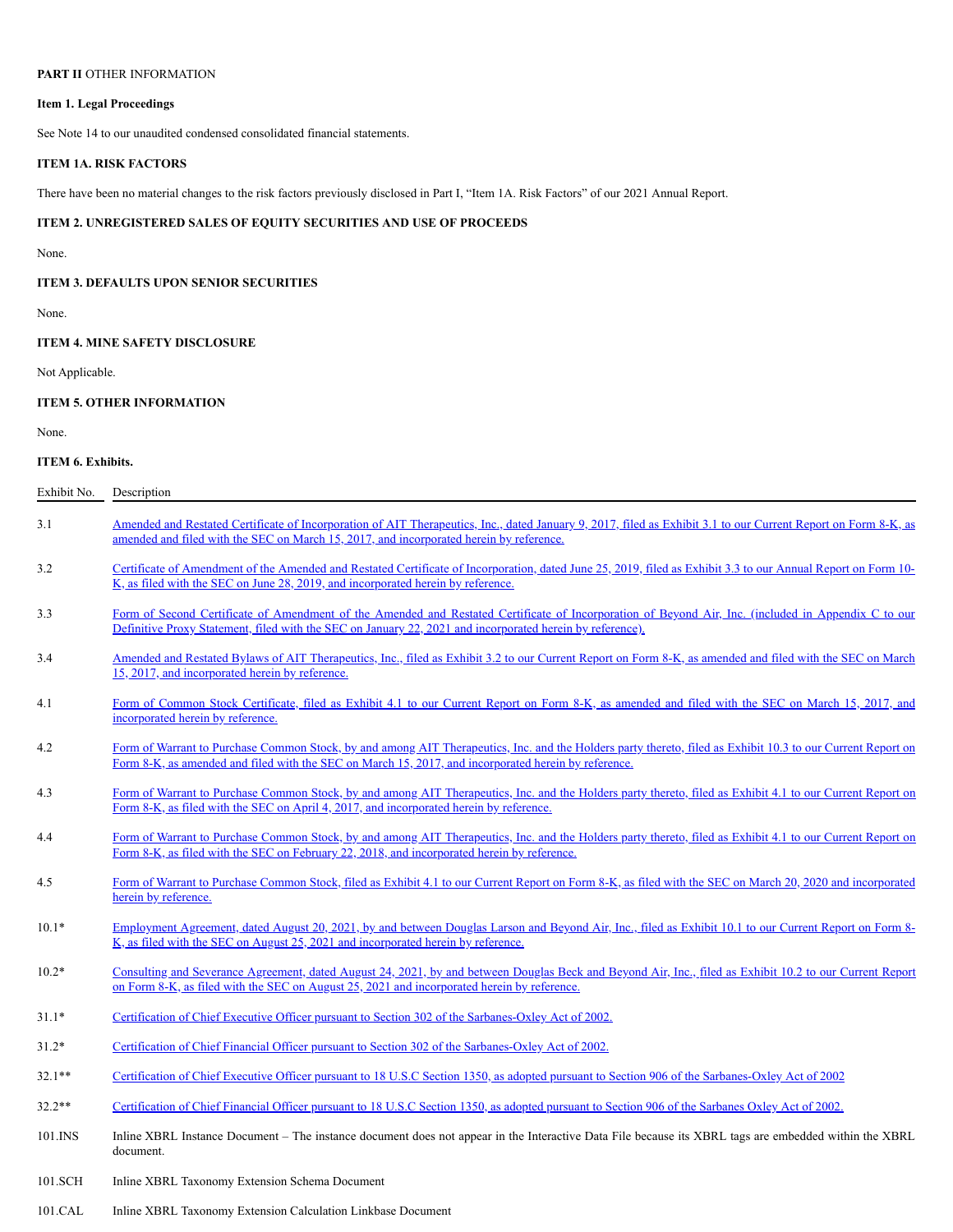**PART II** OTHER INFORMATION

**Item 1. Legal Proceedings**

See Note 14 to our unaudited condensed consolidated financial statements.

**ITEM 1A. RISK FACTORS**

There have been no material changes to the risk factors previously disclosed in Part I, "Item 1A. Risk Factors" of our 2021 Annual Report.

**ITEM 2. UNREGISTERED SALES OF EQUITY SECURITIES AND USE OF PROCEEDS**

None.

**ITEM 3. DEFAULTS UPON SENIOR SECURITIES**

None.

**ITEM 4. MINE SAFETY DISCLOSURE**

Not Applicable.

**ITEM 5. OTHER INFORMATION**

None.

**ITEM 6. Exhibits.**

| Exhibit No. | Description |
|---|---|
| 3.1 | Amended and Restated Certificate of Incorporation of AIT Therapeutics, Inc., dated January 9, 2017, filed as Exhibit 3.1 to our Current Report on Form 8-K, as amended and filed with the SEC on March 15, 2017, and incorporated herein by reference. |
| 3.2 | Certificate of Amendment of the Amended and Restated Certificate of Incorporation, dated June 25, 2019, filed as Exhibit 3.3 to our Annual Report on Form 10-K, as filed with the SEC on June 28, 2019, and incorporated herein by reference. |
| 3.3 | Form of Second Certificate of Amendment of the Amended and Restated Certificate of Incorporation of Beyond Air, Inc. (included in Appendix C to our Definitive Proxy Statement, filed with the SEC on January 22, 2021 and incorporated herein by reference). |
| 3.4 | Amended and Restated Bylaws of AIT Therapeutics, Inc., filed as Exhibit 3.2 to our Current Report on Form 8-K, as amended and filed with the SEC on March 15, 2017, and incorporated herein by reference. |
| 4.1 | Form of Common Stock Certificate, filed as Exhibit 4.1 to our Current Report on Form 8-K, as amended and filed with the SEC on March 15, 2017, and incorporated herein by reference. |
| 4.2 | Form of Warrant to Purchase Common Stock, by and among AIT Therapeutics, Inc. and the Holders party thereto, filed as Exhibit 10.3 to our Current Report on Form 8-K, as amended and filed with the SEC on March 15, 2017, and incorporated herein by reference. |
| 4.3 | Form of Warrant to Purchase Common Stock, by and among AIT Therapeutics, Inc. and the Holders party thereto, filed as Exhibit 4.1 to our Current Report on Form 8-K, as filed with the SEC on April 4, 2017, and incorporated herein by reference. |
| 4.4 | Form of Warrant to Purchase Common Stock, by and among AIT Therapeutics, Inc. and the Holders party thereto, filed as Exhibit 4.1 to our Current Report on Form 8-K, as filed with the SEC on February 22, 2018, and incorporated herein by reference. |
| 4.5 | Form of Warrant to Purchase Common Stock, filed as Exhibit 4.1 to our Current Report on Form 8-K, as filed with the SEC on March 20, 2020 and incorporated herein by reference. |
| 10.1* | Employment Agreement, dated August 20, 2021, by and between Douglas Larson and Beyond Air, Inc., filed as Exhibit 10.1 to our Current Report on Form 8-K, as filed with the SEC on August 25, 2021 and incorporated herein by reference. |
| 10.2* | Consulting and Severance Agreement, dated August 24, 2021, by and between Douglas Beck and Beyond Air, Inc., filed as Exhibit 10.2 to our Current Report on Form 8-K, as filed with the SEC on August 25, 2021 and incorporated herein by reference. |
| 31.1* | Certification of Chief Executive Officer pursuant to Section 302 of the Sarbanes-Oxley Act of 2002. |
| 31.2* | Certification of Chief Financial Officer pursuant to Section 302 of the Sarbanes-Oxley Act of 2002. |
| 32.1** | Certification of Chief Executive Officer pursuant to 18 U.S.C Section 1350, as adopted pursuant to Section 906 of the Sarbanes-Oxley Act of 2002 |
| 32.2** | Certification of Chief Financial Officer pursuant to 18 U.S.C Section 1350, as adopted pursuant to Section 906 of the Sarbanes Oxley Act of 2002. |
| 101.INS | Inline XBRL Instance Document – The instance document does not appear in the Interactive Data File because its XBRL tags are embedded within the XBRL document. |
| 101.SCH | Inline XBRL Taxonomy Extension Schema Document |
| 101.CAL | Inline XBRL Taxonomy Extension Calculation Linkbase Document |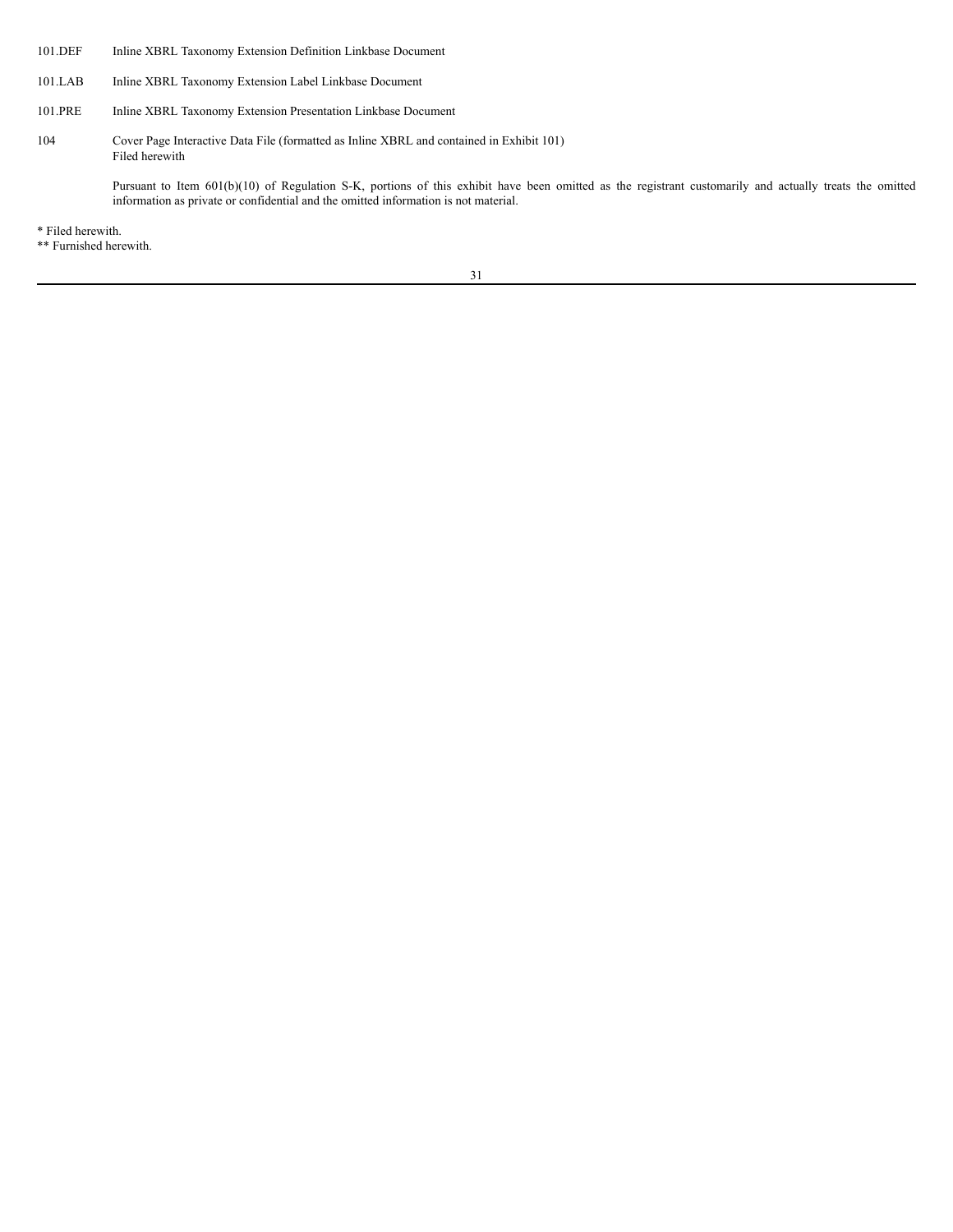| | |
|---|---|
| 101.DEF | Inline XBRL Taxonomy Extension Definition Linkbase Document |
| 101.LAB | Inline XBRL Taxonomy Extension Label Linkbase Document |
| 101.PRE | Inline XBRL Taxonomy Extension Presentation Linkbase Document |
| 104 | Cover Page Interactive Data File (formatted as Inline XBRL and contained in Exhibit 101) Filed herewith |
| | Pursuant to Item 601(b)(10) of Regulation S-K, portions of this exhibit have been omitted as the registrant customarily and actually treats the omitted information as private or confidential and the omitted information is not material. |

* Filed herewith.
** Furnished herewith.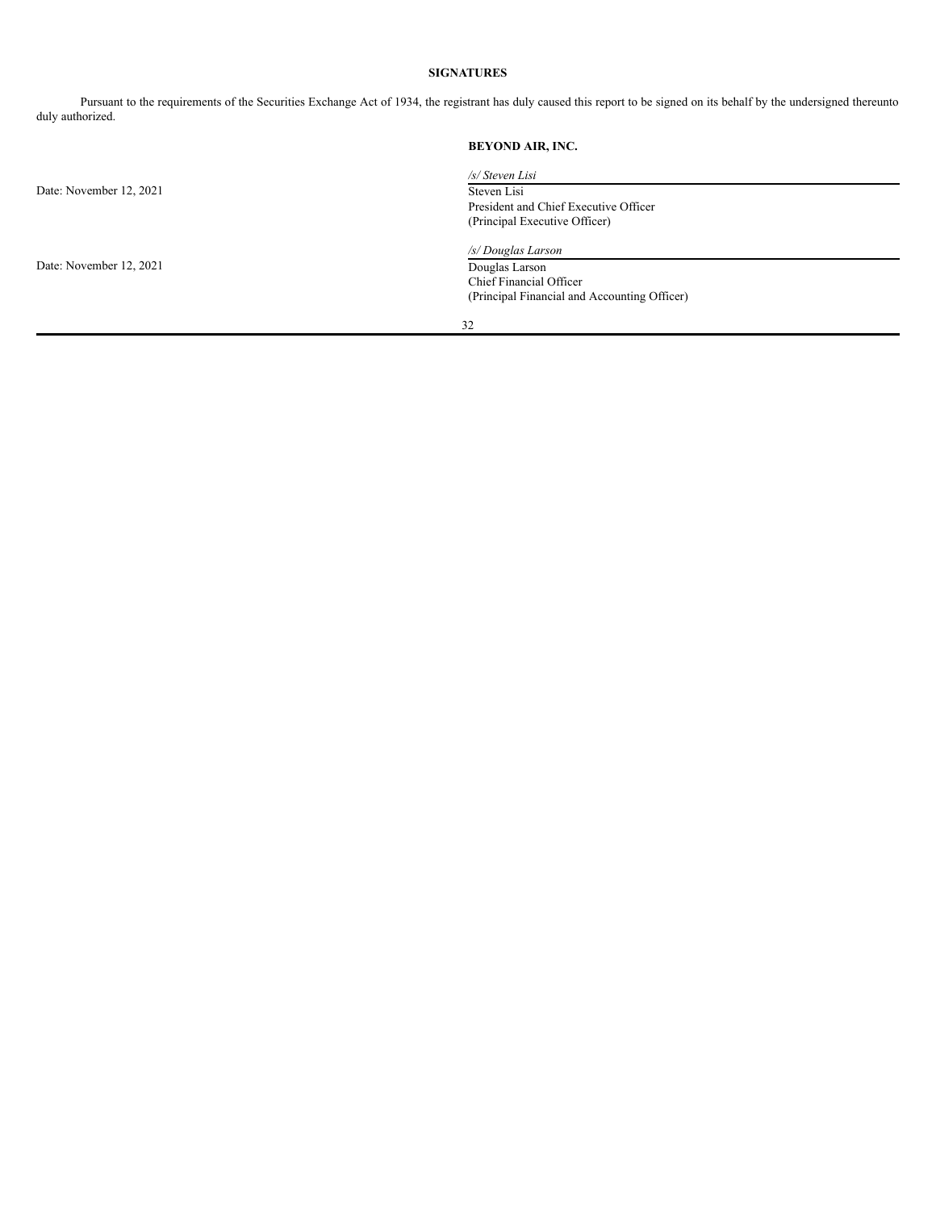# SIGNATURES

Pursuant to the requirements of the Securities Exchange Act of 1934, the registrant has duly caused this report to be signed on its behalf by the undersigned thereunto duly authorized.

**BEYOND AIR, INC.**

| | |
|---|---|
| Date: November 12, 2021 | */s/ Steven Lisi*<br>Steven Lisi<br>President and Chief Executive Officer<br>(Principal Executive Officer) |
| Date: November 12, 2021 | */s/ Douglas Larson*<br>Douglas Larson<br>Chief Financial Officer<br>(Principal Financial and Accounting Officer) |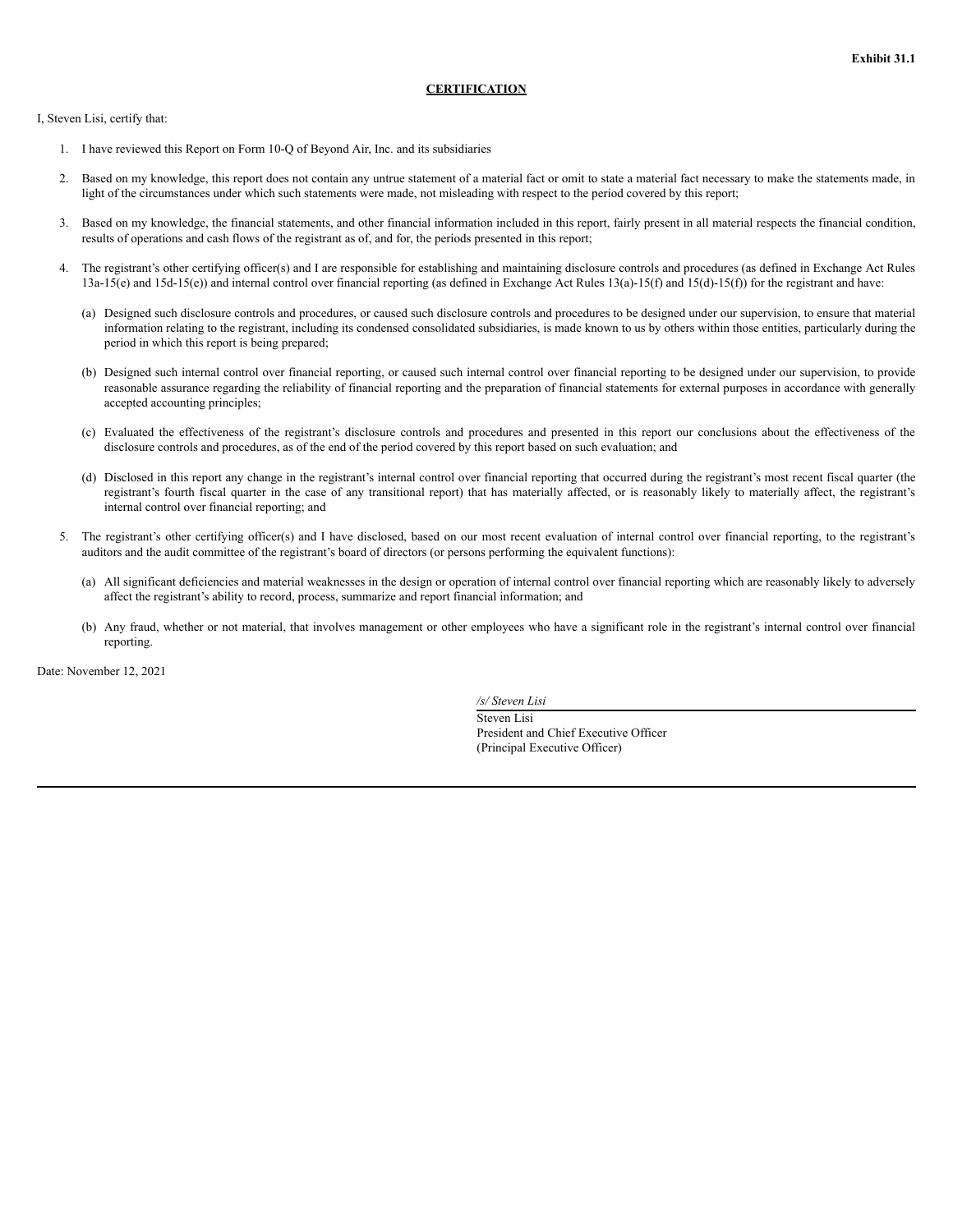**Exhibit 31.1**

**CERTIFICATION**

I, Steven Lisi, certify that:

1. I have reviewed this Report on Form 10-Q of Beyond Air, Inc. and its subsidiaries

2. Based on my knowledge, this report does not contain any untrue statement of a material fact or omit to state a material fact necessary to make the statements made, in light of the circumstances under which such statements were made, not misleading with respect to the period covered by this report;

3. Based on my knowledge, the financial statements, and other financial information included in this report, fairly present in all material respects the financial condition, results of operations and cash flows of the registrant as of, and for, the periods presented in this report;

4. The registrant's other certifying officer(s) and I are responsible for establishing and maintaining disclosure controls and procedures (as defined in Exchange Act Rules 13a-15(e) and 15d-15(e)) and internal control over financial reporting (as defined in Exchange Act Rules 13(a)-15(f) and 15(d)-15(f)) for the registrant and have:

   (a) Designed such disclosure controls and procedures, or caused such disclosure controls and procedures to be designed under our supervision, to ensure that material information relating to the registrant, including its condensed consolidated subsidiaries, is made known to us by others within those entities, particularly during the period in which this report is being prepared;

   (b) Designed such internal control over financial reporting, or caused such internal control over financial reporting to be designed under our supervision, to provide reasonable assurance regarding the reliability of financial reporting and the preparation of financial statements for external purposes in accordance with generally accepted accounting principles;

   (c) Evaluated the effectiveness of the registrant's disclosure controls and procedures and presented in this report our conclusions about the effectiveness of the disclosure controls and procedures, as of the end of the period covered by this report based on such evaluation; and

   (d) Disclosed in this report any change in the registrant's internal control over financial reporting that occurred during the registrant's most recent fiscal quarter (the registrant's fourth fiscal quarter in the case of any transitional report) that has materially affected, or is reasonably likely to materially affect, the registrant's internal control over financial reporting; and

5. The registrant's other certifying officer(s) and I have disclosed, based on our most recent evaluation of internal control over financial reporting, to the registrant's auditors and the audit committee of the registrant's board of directors (or persons performing the equivalent functions):

   (a) All significant deficiencies and material weaknesses in the design or operation of internal control over financial reporting which are reasonably likely to adversely affect the registrant's ability to record, process, summarize and report financial information; and

   (b) Any fraud, whether or not material, that involves management or other employees who have a significant role in the registrant's internal control over financial reporting.

Date: November 12, 2021

*/s/ Steven Lisi*

Steven Lisi
President and Chief Executive Officer
(Principal Executive Officer)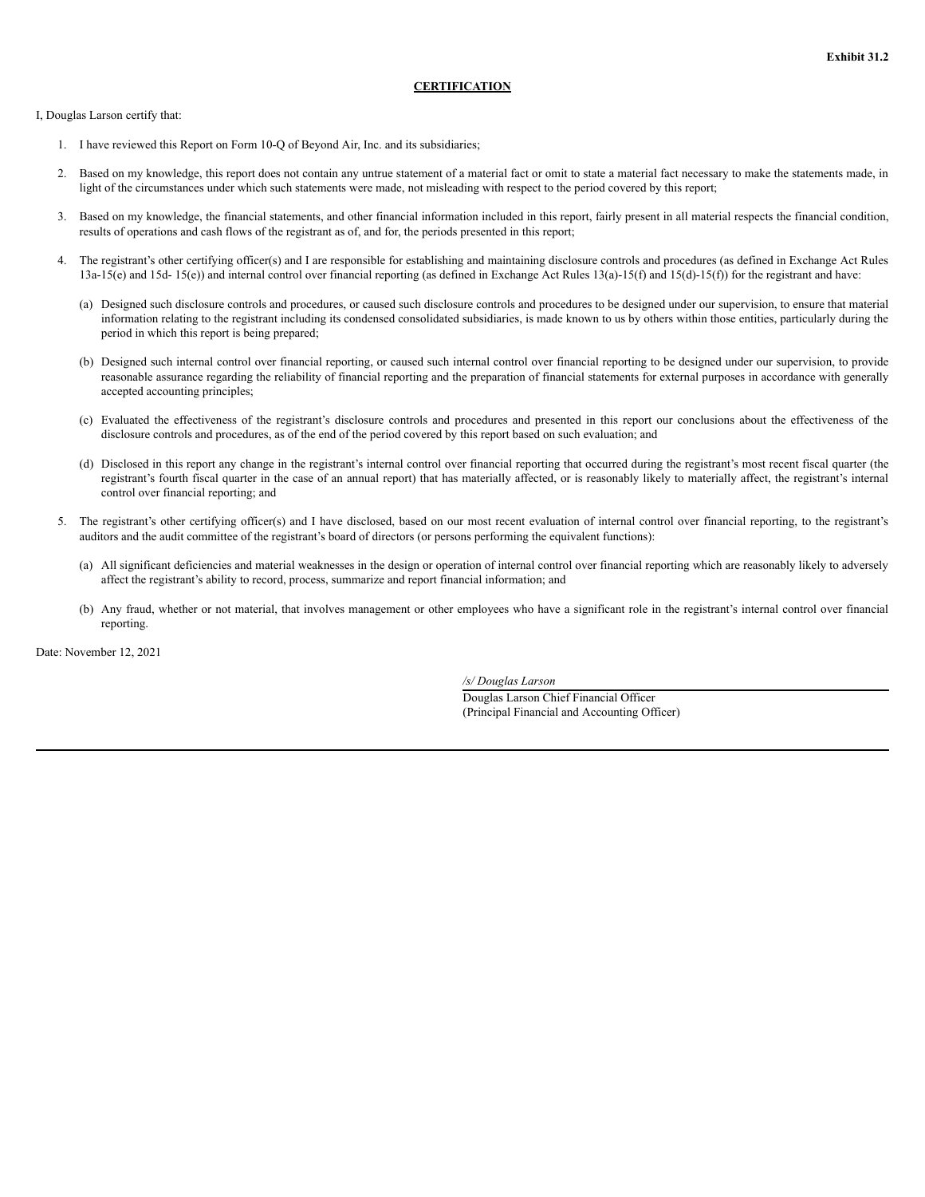**Exhibit 31.2**

**CERTIFICATION**

I, Douglas Larson certify that:

1. I have reviewed this Report on Form 10-Q of Beyond Air, Inc. and its subsidiaries;

2. Based on my knowledge, this report does not contain any untrue statement of a material fact or omit to state a material fact necessary to make the statements made, in light of the circumstances under which such statements were made, not misleading with respect to the period covered by this report;

3. Based on my knowledge, the financial statements, and other financial information included in this report, fairly present in all material respects the financial condition, results of operations and cash flows of the registrant as of, and for, the periods presented in this report;

4. The registrant's other certifying officer(s) and I are responsible for establishing and maintaining disclosure controls and procedures (as defined in Exchange Act Rules 13a-15(e) and 15d- 15(e)) and internal control over financial reporting (as defined in Exchange Act Rules 13(a)-15(f) and 15(d)-15(f)) for the registrant and have:

   (a) Designed such disclosure controls and procedures, or caused such disclosure controls and procedures to be designed under our supervision, to ensure that material information relating to the registrant including its condensed consolidated subsidiaries, is made known to us by others within those entities, particularly during the period in which this report is being prepared;

   (b) Designed such internal control over financial reporting, or caused such internal control over financial reporting to be designed under our supervision, to provide reasonable assurance regarding the reliability of financial reporting and the preparation of financial statements for external purposes in accordance with generally accepted accounting principles;

   (c) Evaluated the effectiveness of the registrant's disclosure controls and procedures and presented in this report our conclusions about the effectiveness of the disclosure controls and procedures, as of the end of the period covered by this report based on such evaluation; and

   (d) Disclosed in this report any change in the registrant's internal control over financial reporting that occurred during the registrant's most recent fiscal quarter (the registrant's fourth fiscal quarter in the case of an annual report) that has materially affected, or is reasonably likely to materially affect, the registrant's internal control over financial reporting; and

5. The registrant's other certifying officer(s) and I have disclosed, based on our most recent evaluation of internal control over financial reporting, to the registrant's auditors and the audit committee of the registrant's board of directors (or persons performing the equivalent functions):

   (a) All significant deficiencies and material weaknesses in the design or operation of internal control over financial reporting which are reasonably likely to adversely affect the registrant's ability to record, process, summarize and report financial information; and

   (b) Any fraud, whether or not material, that involves management or other employees who have a significant role in the registrant's internal control over financial reporting.

Date: November 12, 2021

*/s/ Douglas Larson*

Douglas Larson Chief Financial Officer
(Principal Financial and Accounting Officer)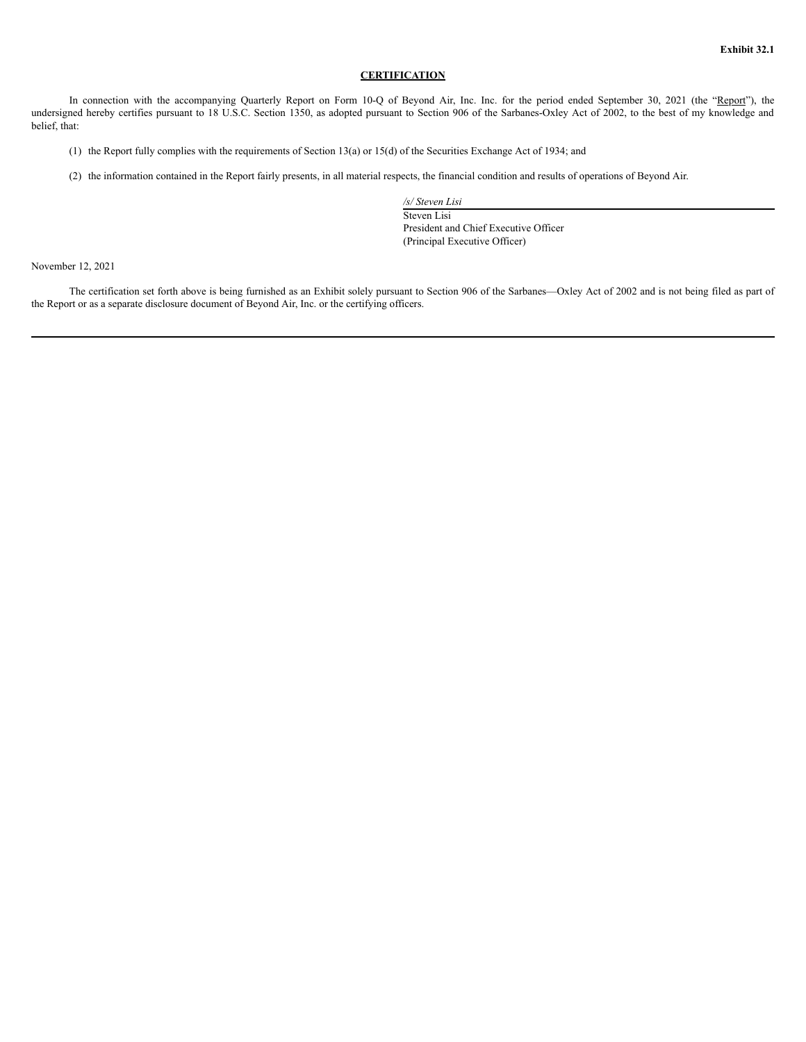**Exhibit 32.1**

**CERTIFICATION**

In connection with the accompanying Quarterly Report on Form 10-Q of Beyond Air, Inc. Inc. for the period ended September 30, 2021 (the "Report"), the undersigned hereby certifies pursuant to 18 U.S.C. Section 1350, as adopted pursuant to Section 906 of the Sarbanes-Oxley Act of 2002, to the best of my knowledge and belief, that:

(1) the Report fully complies with the requirements of Section 13(a) or 15(d) of the Securities Exchange Act of 1934; and

(2) the information contained in the Report fairly presents, in all material respects, the financial condition and results of operations of Beyond Air.

*/s/ Steven Lisi*
Steven Lisi
President and Chief Executive Officer
(Principal Executive Officer)

November 12, 2021

The certification set forth above is being furnished as an Exhibit solely pursuant to Section 906 of the Sarbanes—Oxley Act of 2002 and is not being filed as part of the Report or as a separate disclosure document of Beyond Air, Inc. or the certifying officers.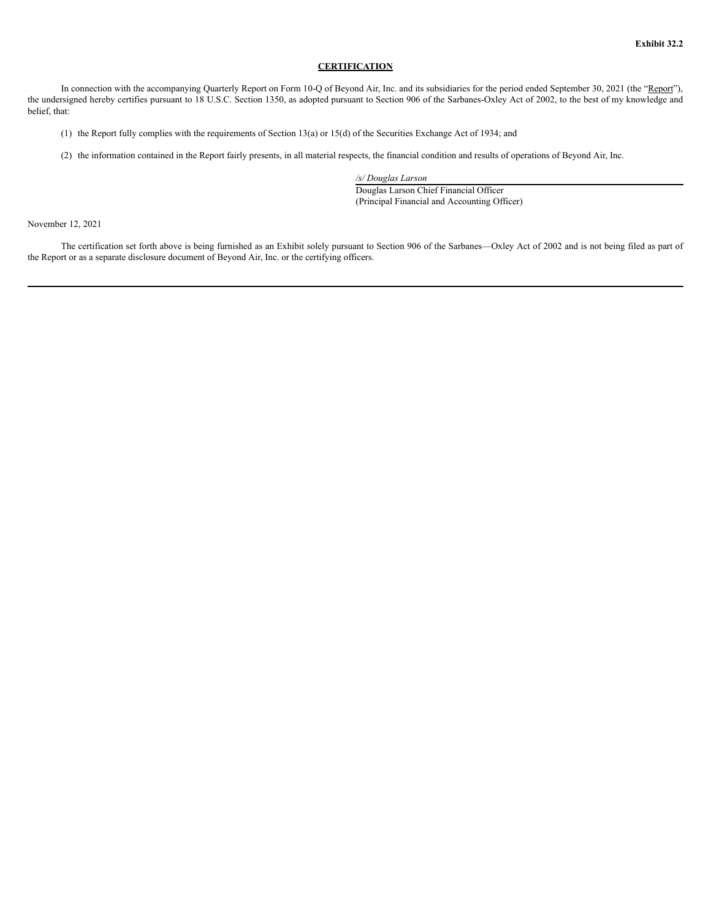**Exhibit 32.2**

**CERTIFICATION**

In connection with the accompanying Quarterly Report on Form 10-Q of Beyond Air, Inc. and its subsidiaries for the period ended September 30, 2021 (the "Report"), the undersigned hereby certifies pursuant to 18 U.S.C. Section 1350, as adopted pursuant to Section 906 of the Sarbanes-Oxley Act of 2002, to the best of my knowledge and belief, that:

(1) the Report fully complies with the requirements of Section 13(a) or 15(d) of the Securities Exchange Act of 1934; and

(2) the information contained in the Report fairly presents, in all material respects, the financial condition and results of operations of Beyond Air, Inc.

*/s/ Douglas Larson*

Douglas Larson Chief Financial Officer
(Principal Financial and Accounting Officer)

November 12, 2021

The certification set forth above is being furnished as an Exhibit solely pursuant to Section 906 of the Sarbanes—Oxley Act of 2002 and is not being filed as part of the Report or as a separate disclosure document of Beyond Air, Inc. or the certifying officers.